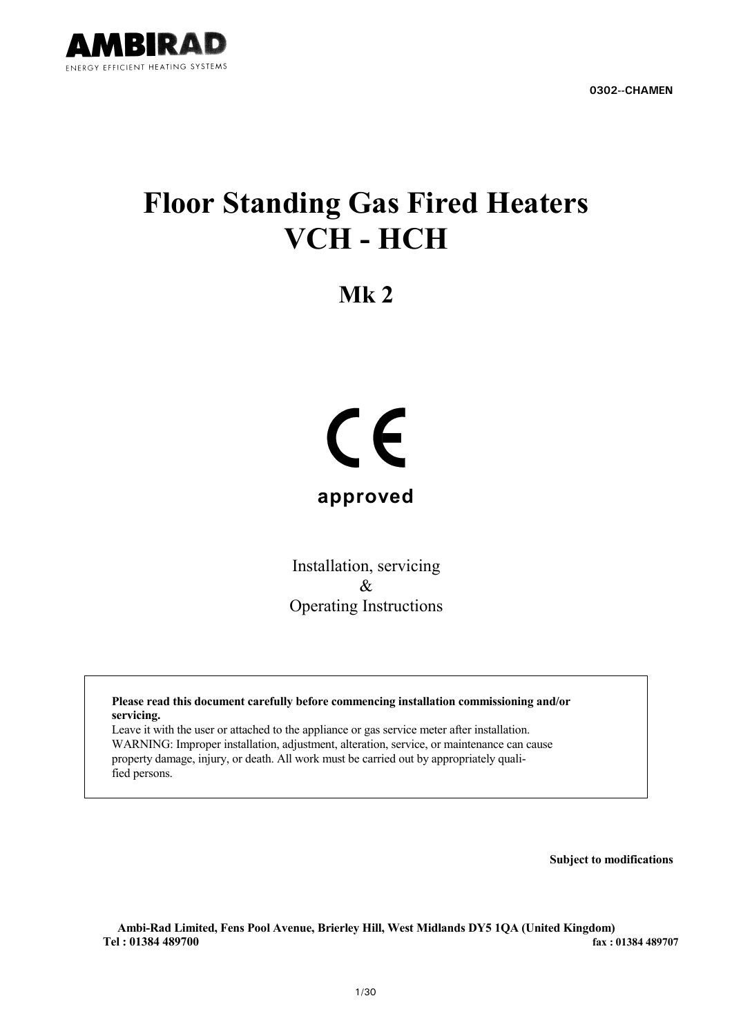AMBIRAD

ENERGY EFFICIENT HEATING SYSTEMS

**0302--CHAMEN**

# Floor Standing Gas Fired Heaters VCH - HCH

## Mk 2

CE

**approved**

Installation, servicing
&
Operating Instructions

**Please read this document carefully before commencing installation commissioning and/or servicing.**
Leave it with the user or attached to the appliance or gas service meter after installation.
WARNING: Improper installation, adjustment, alteration, service, or maintenance can cause property damage, injury, or death. All work must be carried out by appropriately qualified persons.

**Subject to modifications**

**Ambi-Rad Limited, Fens Pool Avenue, Brierley Hill, West Midlands DY5 1QA (United Kingdom)**
**Tel : 01384 489700** **fax : 01384 489707**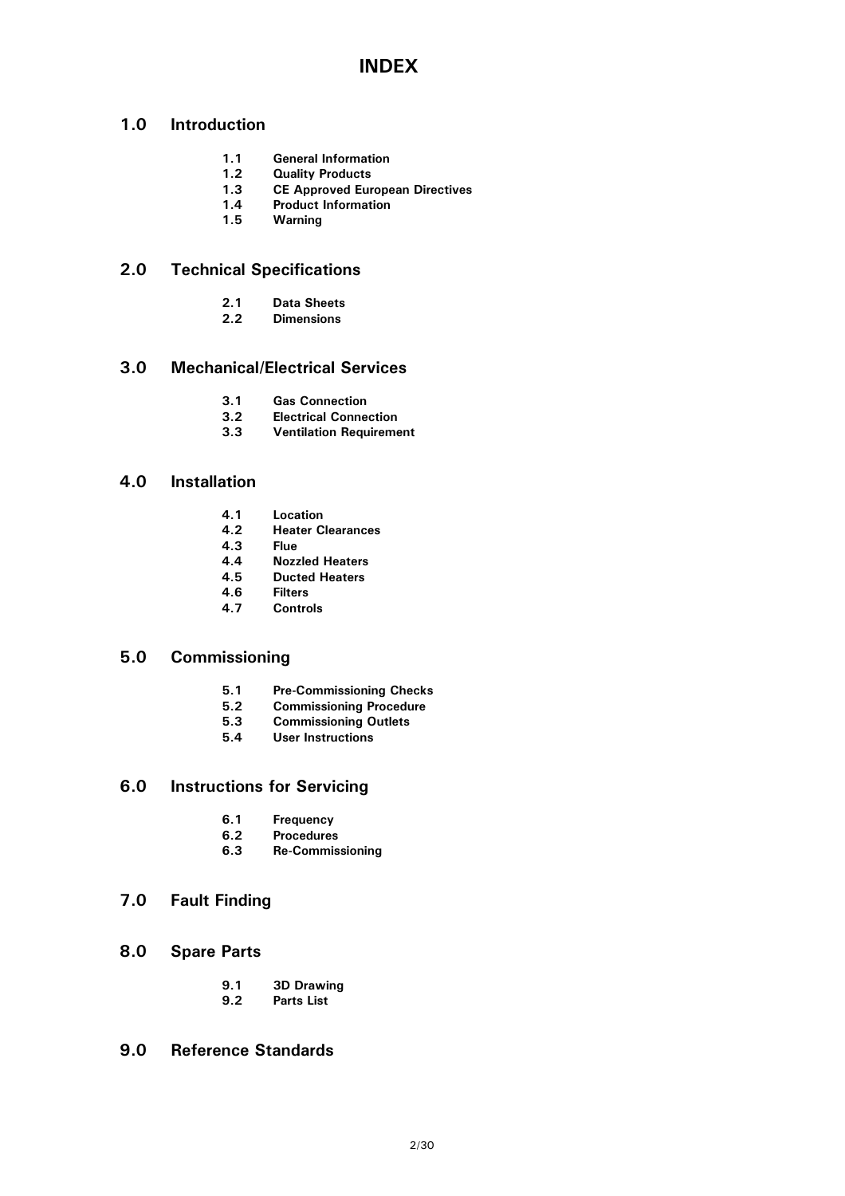# INDEX

## 1.0 Introduction

- **1.1 General Information**
- **1.2 Quality Products**
- **1.3 CE Approved European Directives**
- **1.4 Product Information**
- **1.5 Warning**

## 2.0 Technical Specifications

- **2.1 Data Sheets**
- **2.2 Dimensions**

## 3.0 Mechanical/Electrical Services

- **3.1 Gas Connection**
- **3.2 Electrical Connection**
- **3.3 Ventilation Requirement**

## 4.0 Installation

- **4.1 Location**
- **4.2 Heater Clearances**
- **4.3 Flue**
- **4.4 Nozzled Heaters**
- **4.5 Ducted Heaters**
- **4.6 Filters**
- **4.7 Controls**

## 5.0 Commissioning

- **5.1 Pre-Commissioning Checks**
- **5.2 Commissioning Procedure**
- **5.3 Commissioning Outlets**
- **5.4 User Instructions**

## 6.0 Instructions for Servicing

- **6.1 Frequency**
- **6.2 Procedures**
- **6.3 Re-Commissioning**

## 7.0 Fault Finding

## 8.0 Spare Parts

- **9.1 3D Drawing**
- **9.2 Parts List**

## 9.0 Reference Standards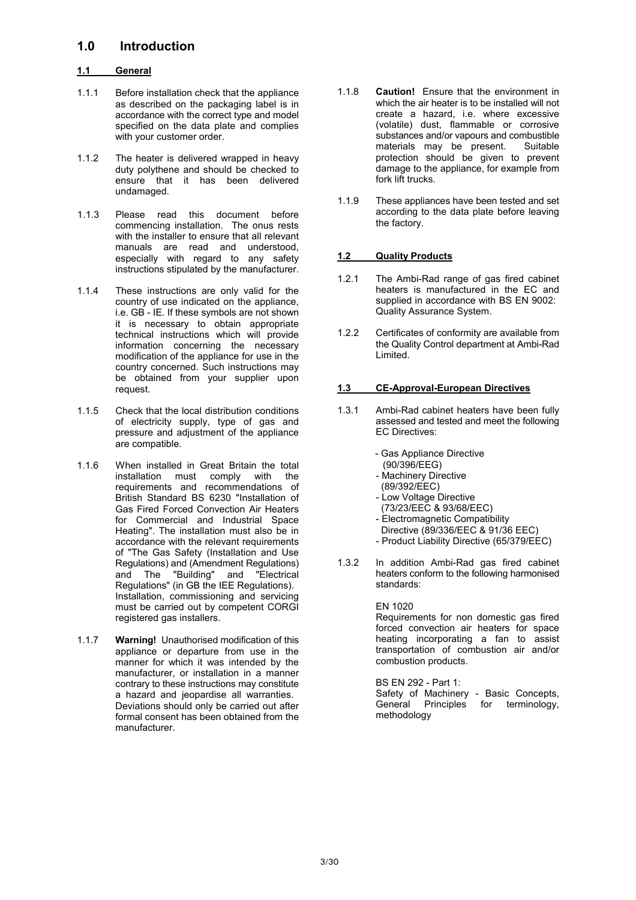# 1.0 Introduction

## 1.1 General

1.1.1 Before installation check that the appliance as described on the packaging label is in accordance with the correct type and model specified on the data plate and complies with your customer order.

1.1.2 The heater is delivered wrapped in heavy duty polythene and should be checked to ensure that it has been delivered undamaged.

1.1.3 Please read this document before commencing installation. The onus rests with the installer to ensure that all relevant manuals are read and understood, especially with regard to any safety instructions stipulated by the manufacturer.

1.1.4 These instructions are only valid for the country of use indicated on the appliance, i.e. GB - IE. If these symbols are not shown it is necessary to obtain appropriate technical instructions which will provide information concerning the necessary modification of the appliance for use in the country concerned. Such instructions may be obtained from your supplier upon request.

1.1.5 Check that the local distribution conditions of electricity supply, type of gas and pressure and adjustment of the appliance are compatible.

1.1.6 When installed in Great Britain the total installation must comply with the requirements and recommendations of British Standard BS 6230 "Installation of Gas Fired Forced Convection Air Heaters for Commercial and Industrial Space Heating". The installation must also be in accordance with the relevant requirements of "The Gas Safety (Installation and Use Regulations) and (Amendment Regulations) and The "Building" and "Electrical Regulations" (in GB the IEE Regulations). Installation, commissioning and servicing must be carried out by competent CORGI registered gas installers.

1.1.7 **Warning!** Unauthorised modification of this appliance or departure from use in the manner for which it was intended by the manufacturer, or installation in a manner contrary to these instructions may constitute a hazard and jeopardise all warranties. Deviations should only be carried out after formal consent has been obtained from the manufacturer.

1.1.8 **Caution!** Ensure that the environment in which the air heater is to be installed will not create a hazard, i.e. where excessive (volatile) dust, flammable or corrosive substances and/or vapours and combustible materials may be present. Suitable protection should be given to prevent damage to the appliance, for example from fork lift trucks.

1.1.9 These appliances have been tested and set according to the data plate before leaving the factory.

## 1.2 Quality Products

1.2.1 The Ambi-Rad range of gas fired cabinet heaters is manufactured in the EC and supplied in accordance with BS EN 9002: Quality Assurance System.

1.2.2 Certificates of conformity are available from the Quality Control department at Ambi-Rad Limited.

## 1.3 CE-Approval-European Directives

1.3.1 Ambi-Rad cabinet heaters have been fully assessed and tested and meet the following EC Directives:

- Gas Appliance Directive (90/396/EEG)
- Machinery Directive (89/392/EEC)
- Low Voltage Directive (73/23/EEC & 93/68/EEC)
- Electromagnetic Compatibility Directive (89/336/EEC & 91/36 EEC)
- Product Liability Directive (65/379/EEC)

1.3.2 In addition Ambi-Rad gas fired cabinet heaters conform to the following harmonised standards:

EN 1020
Requirements for non domestic gas fired forced convection air heaters for space heating incorporating a fan to assist transportation of combustion air and/or combustion products.

BS EN 292 - Part 1:
Safety of Machinery - Basic Concepts, General Principles for terminology, methodology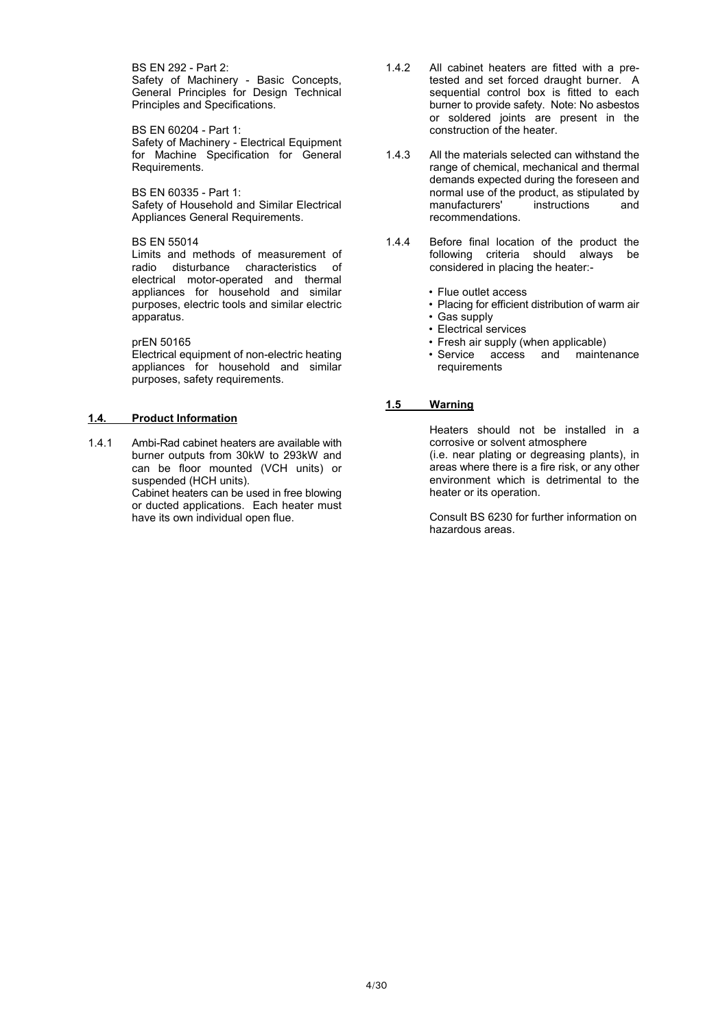BS EN 292 - Part 2:
Safety of Machinery - Basic Concepts, General Principles for Design Technical Principles and Specifications.

BS EN 60204 - Part 1:
Safety of Machinery - Electrical Equipment for Machine Specification for General Requirements.

BS EN 60335 - Part 1:
Safety of Household and Similar Electrical Appliances General Requirements.

BS EN 55014
Limits and methods of measurement of radio disturbance characteristics of electrical motor-operated and thermal appliances for household and similar purposes, electric tools and similar electric apparatus.

prEN 50165
Electrical equipment of non-electric heating appliances for household and similar purposes, safety requirements.

## 1.4. Product Information

1.4.1 Ambi-Rad cabinet heaters are available with burner outputs from 30kW to 293kW and can be floor mounted (VCH units) or suspended (HCH units).
Cabinet heaters can be used in free blowing or ducted applications. Each heater must have its own individual open flue.

1.4.2 All cabinet heaters are fitted with a pre-tested and set forced draught burner. A sequential control box is fitted to each burner to provide safety. Note: No asbestos or soldered joints are present in the construction of the heater.

1.4.3 All the materials selected can withstand the range of chemical, mechanical and thermal demands expected during the foreseen and normal use of the product, as stipulated by manufacturers' instructions and recommendations.

1.4.4 Before final location of the product the following criteria should always be considered in placing the heater:-

- Flue outlet access
- Placing for efficient distribution of warm air
- Gas supply
- Electrical services
- Fresh air supply (when applicable)
- Service access and maintenance requirements

## 1.5 Warning

Heaters should not be installed in a corrosive or solvent atmosphere
(i.e. near plating or degreasing plants), in areas where there is a fire risk, or any other environment which is detrimental to the heater or its operation.

Consult BS 6230 for further information on hazardous areas.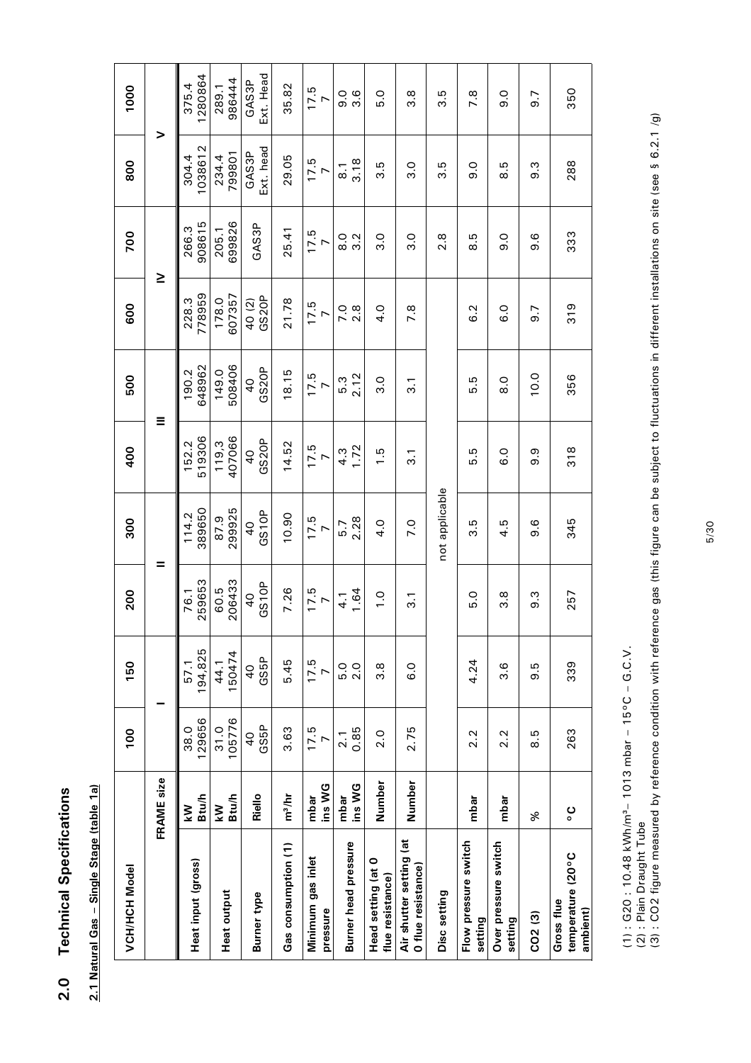# 2.0 Technical Specifications

## 2.1 Natural Gas – Single Stage (table 1a)

| VCH/HCH Model | | 100 | 150 | 200 | 300 | 400 | 500 | 600 | 700 | 800 | 1000 |
|---|---|---|---|---|---|---|---|---|---|---|---|
| | FRAME size | I | | II | | III | | IV | | V | |
| Heat input (gross) | kW<br>Btu/h | 38.0<br>129656 | 57.1<br>194,825 | 76.1<br>259653 | 114.2<br>389650 | 152.2<br>519306 | 190.2<br>648962 | 228.3<br>778959 | 266.3<br>908615 | 304.4<br>1038612 | 375.4<br>1280864 |
| Heat output | kW<br>Btu/h | 31.0<br>105776 | 44.1<br>150474 | 60.5<br>206433 | 87.9<br>299925 | 119,3<br>407066 | 149.0<br>508406 | 178.0<br>607357 | 205.1<br>699826 | 234.4<br>799801 | 289.1<br>986444 |
| Burner type | Riello | 40<br>GS5P | 40<br>GS5P | 40<br>GS10P | 40<br>GS10P | 40<br>GS20P | 40<br>GS20P | 40 (2)<br>GS20P | GAS3P | GAS3P<br>Ext. head | GAS3P<br>Ext. Head |
| Gas consumption (1) | m³/hr | 3.63 | 5.45 | 7.26 | 10.90 | 14.52 | 18.15 | 21.78 | 25.41 | 29.05 | 35.82 |
| Minimum gas inlet pressure | mbar<br>ins WG | 17.5<br>7 | 17.5<br>7 | 17.5<br>7 | 17.5<br>7 | 17.5<br>7 | 17.5<br>7 | 17.5<br>7 | 17.5<br>7 | 17.5<br>7 | 17.5<br>7 |
| Burner head pressure | mbar<br>ins WG | 2.1<br>0.85 | 5.0<br>2.0 | 4.1<br>1.64 | 5.7<br>2.28 | 4.3<br>1.72 | 5.3<br>2.12 | 7.0<br>2.8 | 8.0<br>3.2 | 8.1<br>3.18 | 9.0<br>3.6 |
| Head setting (at 0 flue resistance) | Number | 2.0 | 3.8 | 1.0 | 4.0 | 1.5 | 3.0 | 4.0 | 3.0 | 3.5 | 5.0 |
| Air shutter setting (at 0 flue resistance) | Number | 2.75 | 6.0 | 3.1 | 7.0 | 3.1 | 3.1 | 7.8 | 3.0 | 3.0 | 3.8 |
| Disc setting | | not applicable | | | | | | | 2.8 | 3.5 | 3.5 |
| Flow pressure switch setting | mbar | 2.2 | 4.24 | 5.0 | 3.5 | 5.5 | 5.5 | 6.2 | 8.5 | 9.0 | 7.8 |
| Over pressure switch setting | mbar | 2.2 | 3.6 | 3.8 | 4.5 | 6.0 | 8.0 | 6.0 | 9.0 | 8.5 | 9.0 |
| CO2 (3) | % | 8.5 | 9.5 | 9.3 | 9.6 | 9.9 | 10.0 | 9.7 | 9.6 | 9.3 | 9.7 |
| Gross flue temperature (20°C ambient) | °C | 263 | 339 | 257 | 345 | 318 | 356 | 319 | 333 | 288 | 350 |

(1) : G20 : 10.48 kWh/m³ – 1013 mbar – 15°C – G.C.V.
(2) : Plain Draught Tube
(3) : $CO_2$ figure measured by reference condition with reference gas (this figure can be subject to fluctuations in different installations on site (see § 6.2.1 /g)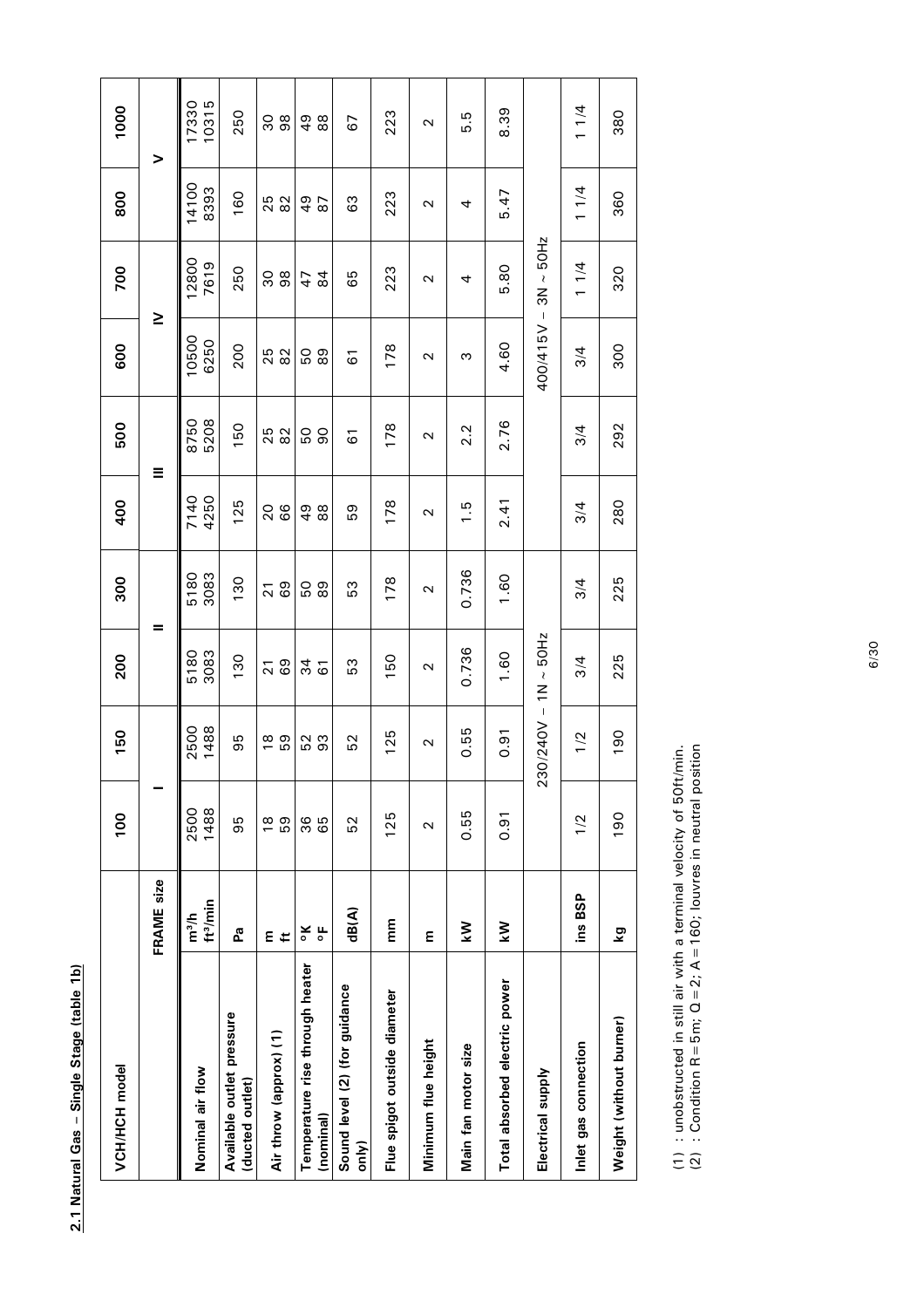## 2.1 Natural Gas – Single Stage (table 1b)

| VCH/HCH model | | 100 | 150 | 200 | 300 | 400 | 500 | 600 | 700 | 800 | 1000 |
|---|---|---|---|---|---|---|---|---|---|---|---|
| | FRAME size | I | | II | | III | | IV | | | V |
| Nominal air flow | m³/h<br>ft³/min | 2500<br>1488 | 2500<br>1488 | 5180<br>3083 | 5180<br>3083 | 7140<br>4250 | 8750<br>5208 | 10500<br>6250 | 12800<br>7619 | 14100<br>8393 | 17330<br>10315 |
| Available outlet pressure (ducted outlet) | Pa | 95 | 95 | 130 | 130 | 125 | 150 | 200 | 250 | 160 | 250 |
| Air throw (approx) (1) | m<br>ft | 18<br>59 | 18<br>59 | 21<br>69 | 21<br>69 | 20<br>66 | 25<br>82 | 25<br>82 | 30<br>98 | 25<br>82 | 30<br>98 |
| Temperature rise through heater (nominal) | °K<br>°F | 36<br>65 | 52<br>93 | 34<br>61 | 50<br>89 | 49<br>88 | 50<br>90 | 50<br>89 | 47<br>84 | 49<br>87 | 49<br>88 |
| Sound level (2) (for guidance only) | dB(A) | 52 | 52 | 53 | 53 | 59 | 61 | 61 | 65 | 63 | 67 |
| Flue spigot outside diameter | mm | 125 | 125 | 150 | 178 | 178 | 178 | 178 | 223 | 223 | 223 |
| Minimum flue height | m | 2 | 2 | 2 | 2 | 2 | 2 | 2 | 2 | 2 | 2 |
| Main fan motor size | kW | 0.55 | 0.55 | 0.736 | 0.736 | 1.5 | 2.2 | 3 | 4 | 4 | 5.5 |
| Total absorbed electric power | kW | 0.91 | 0.91 | 1.60 | 1.60 | 2.41 | 2.76 | 4.60 | 5.80 | 5.47 | 8.39 |
| Electrical supply | | 230/240V – 1N ~ 50Hz | | | | 400/415V – 3N ~ 50Hz | | | | | |
| Inlet gas connection | ins BSP | 1/2 | 1/2 | 3/4 | 3/4 | 3/4 | 3/4 | 3/4 | 1 1/4 | 1 1/4 | 1 1/4 |
| Weight (without burner) | kg | 190 | 190 | 225 | 225 | 280 | 292 | 300 | 320 | 360 | 380 |

(1) : unobstructed in still air with a terminal velocity of 50ft/min.
(2) : Condition R = 5m; Q = 2; A = 160; louvres in neutral position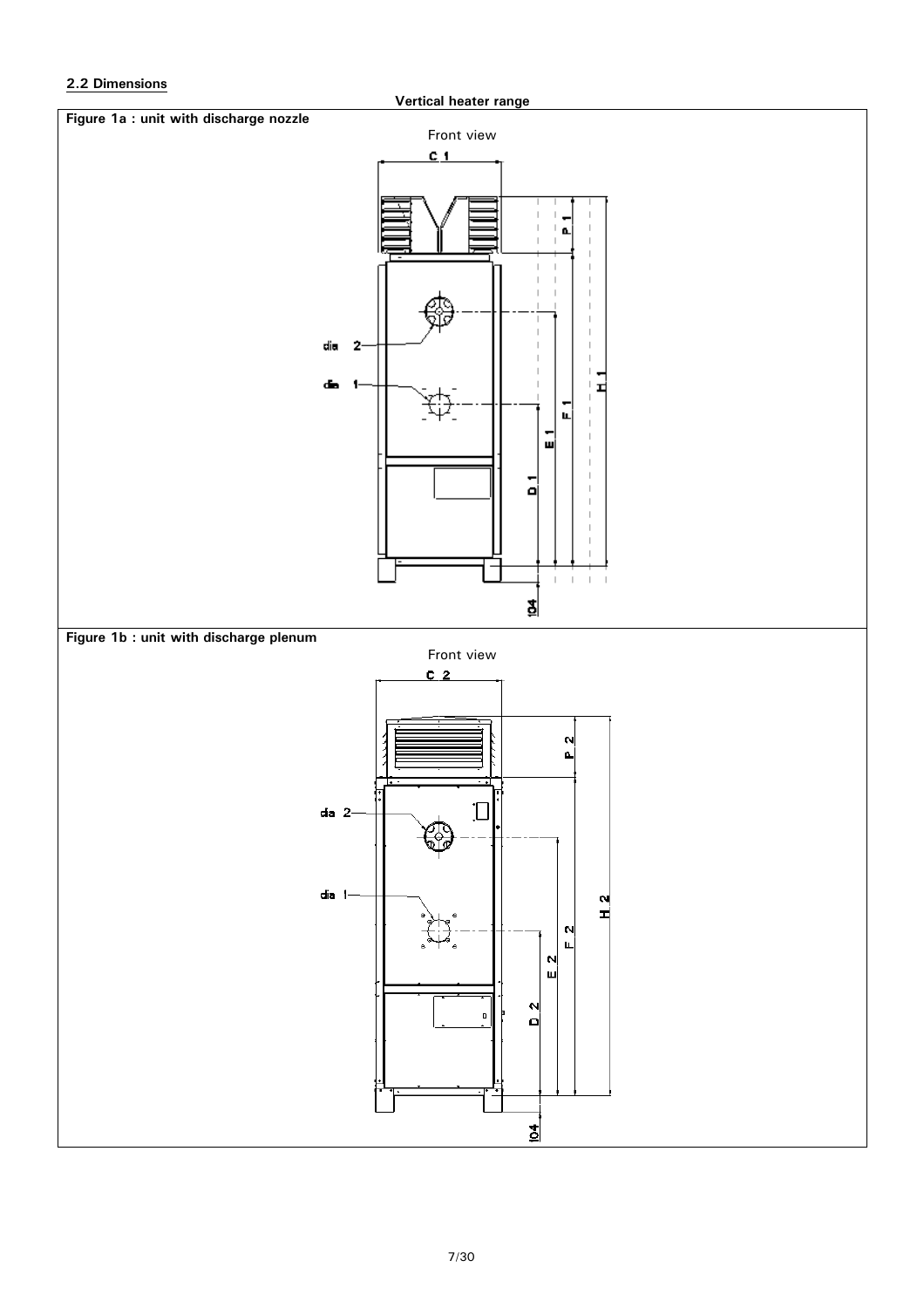## 2.2 Dimensions

**Vertical heater range**

**Figure 1a : unit with discharge nozzle**

Front view

C 1

P 1

dia 2

dia 1

H 1

F 1

E 1

D 1

104

**Figure 1b : unit with discharge plenum**

Front view

C 2

P 2

dia 2

dia 1

H 2

F 2

E 2

D 2

104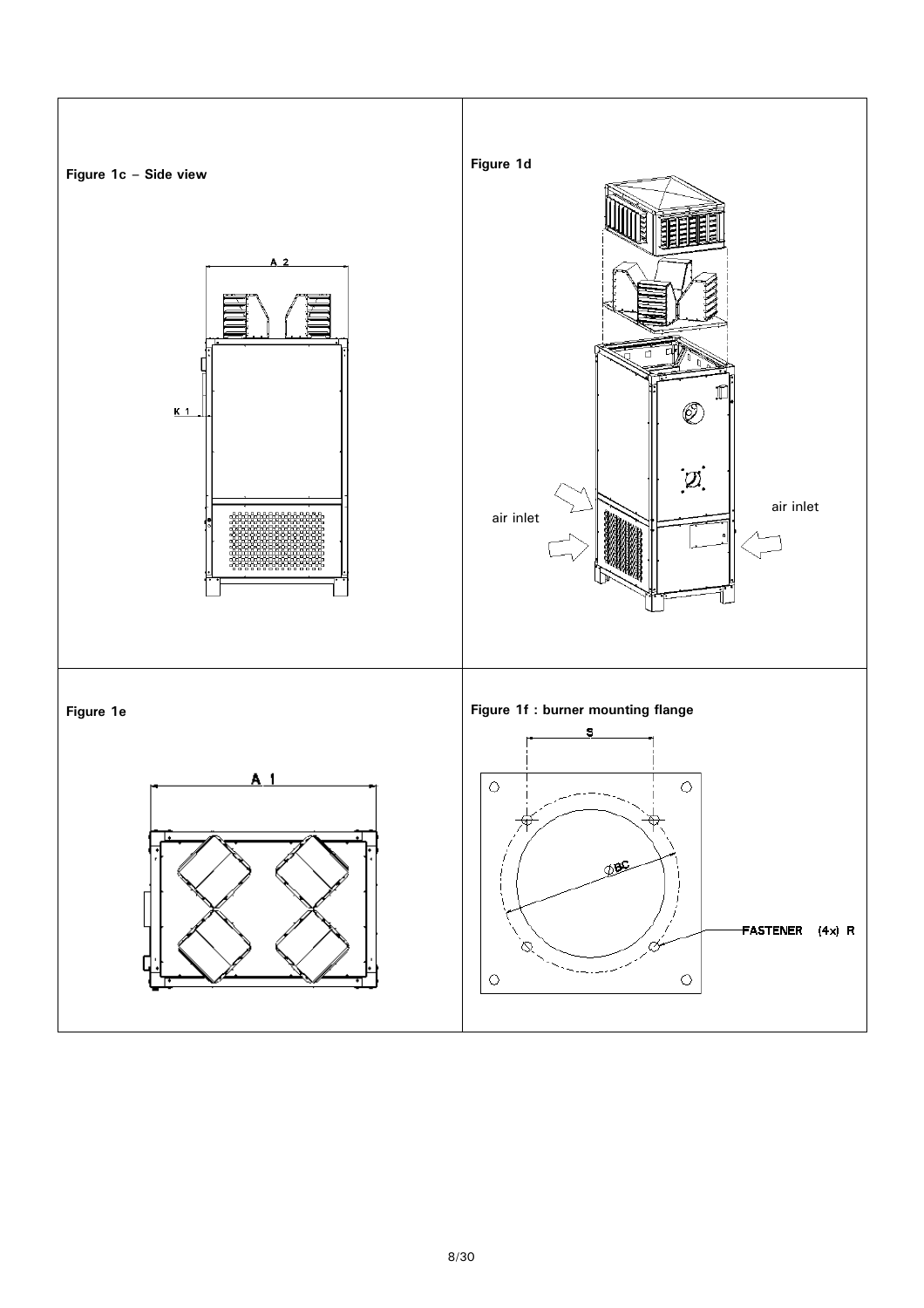**Figure 1c – Side view**

A 2

K 1

**Figure 1d**

air inlet

air inlet

**Figure 1e**

A 1

**Figure 1f : burner mounting flange**

S

ØBC

FASTENER (4x) R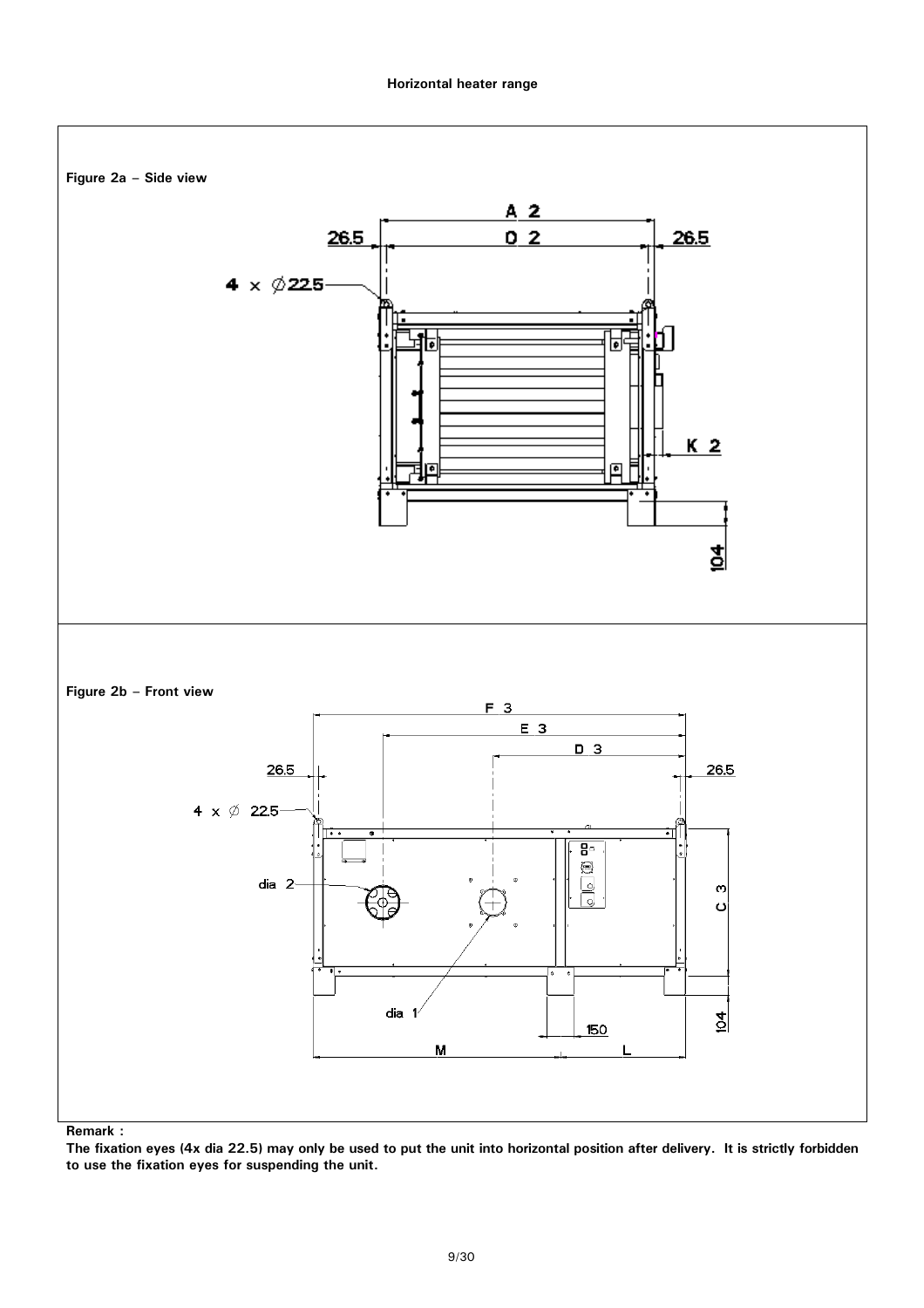**Horizontal heater range**

**Figure 2a – Side view**

A 2

26.5 D 2 26.5

4 x Ø22.5

K 2

104

**Figure 2b – Front view**

F 3

E 3

D 3

26.5 26.5

4 x Ø 22.5

dia 2

C 3

dia 1

150

104

M L

**Remark :**

**The fixation eyes (4x dia 22.5) may only be used to put the unit into horizontal position after delivery. It is strictly forbidden to use the fixation eyes for suspending the unit.**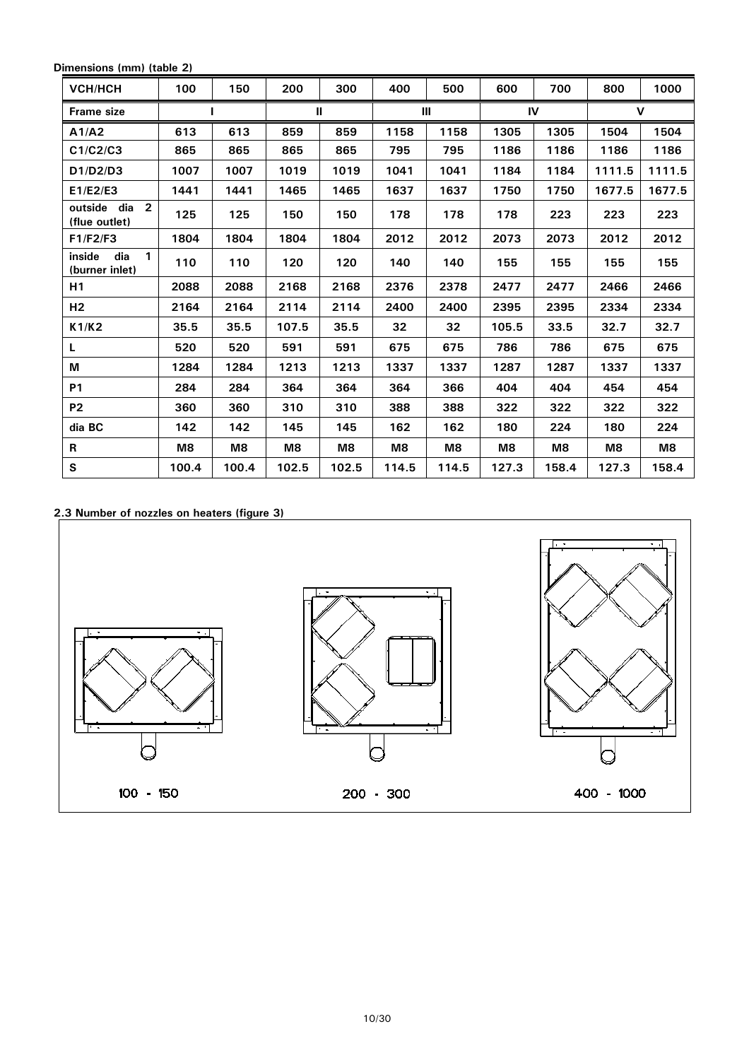**Dimensions (mm) (table 2)**

| VCH/HCH | 100 | 150 | 200 | 300 | 400 | 500 | 600 | 700 | 800 | 1000 |
|---|---|---|---|---|---|---|---|---|---|---|
| Frame size | I | | II | | III | | IV | | V | |
| A1/A2 | 613 | 613 | 859 | 859 | 1158 | 1158 | 1305 | 1305 | 1504 | 1504 |
| C1/C2/C3 | 865 | 865 | 865 | 865 | 795 | 795 | 1186 | 1186 | 1186 | 1186 |
| D1/D2/D3 | 1007 | 1007 | 1019 | 1019 | 1041 | 1041 | 1184 | 1184 | 1111.5 | 1111.5 |
| E1/E2/E3 | 1441 | 1441 | 1465 | 1465 | 1637 | 1637 | 1750 | 1750 | 1677.5 | 1677.5 |
| outside dia 2 (flue outlet) | 125 | 125 | 150 | 150 | 178 | 178 | 178 | 223 | 223 | 223 |
| F1/F2/F3 | 1804 | 1804 | 1804 | 1804 | 2012 | 2012 | 2073 | 2073 | 2012 | 2012 |
| inside dia 1 (burner inlet) | 110 | 110 | 120 | 120 | 140 | 140 | 155 | 155 | 155 | 155 |
| H1 | 2088 | 2088 | 2168 | 2168 | 2376 | 2378 | 2477 | 2477 | 2466 | 2466 |
| H2 | 2164 | 2164 | 2114 | 2114 | 2400 | 2400 | 2395 | 2395 | 2334 | 2334 |
| K1/K2 | 35.5 | 35.5 | 107.5 | 35.5 | 32 | 32 | 105.5 | 33.5 | 32.7 | 32.7 |
| L | 520 | 520 | 591 | 591 | 675 | 675 | 786 | 786 | 675 | 675 |
| M | 1284 | 1284 | 1213 | 1213 | 1337 | 1337 | 1287 | 1287 | 1337 | 1337 |
| P1 | 284 | 284 | 364 | 364 | 364 | 366 | 404 | 404 | 454 | 454 |
| P2 | 360 | 360 | 310 | 310 | 388 | 388 | 322 | 322 | 322 | 322 |
| dia BC | 142 | 142 | 145 | 145 | 162 | 162 | 180 | 224 | 180 | 224 |
| R | M8 | M8 | M8 | M8 | M8 | M8 | M8 | M8 | M8 | M8 |
| S | 100.4 | 100.4 | 102.5 | 102.5 | 114.5 | 114.5 | 127.3 | 158.4 | 127.3 | 158.4 |

**2.3 Number of nozzles on heaters (figure 3)**

100 - 150

200 - 300

400 - 1000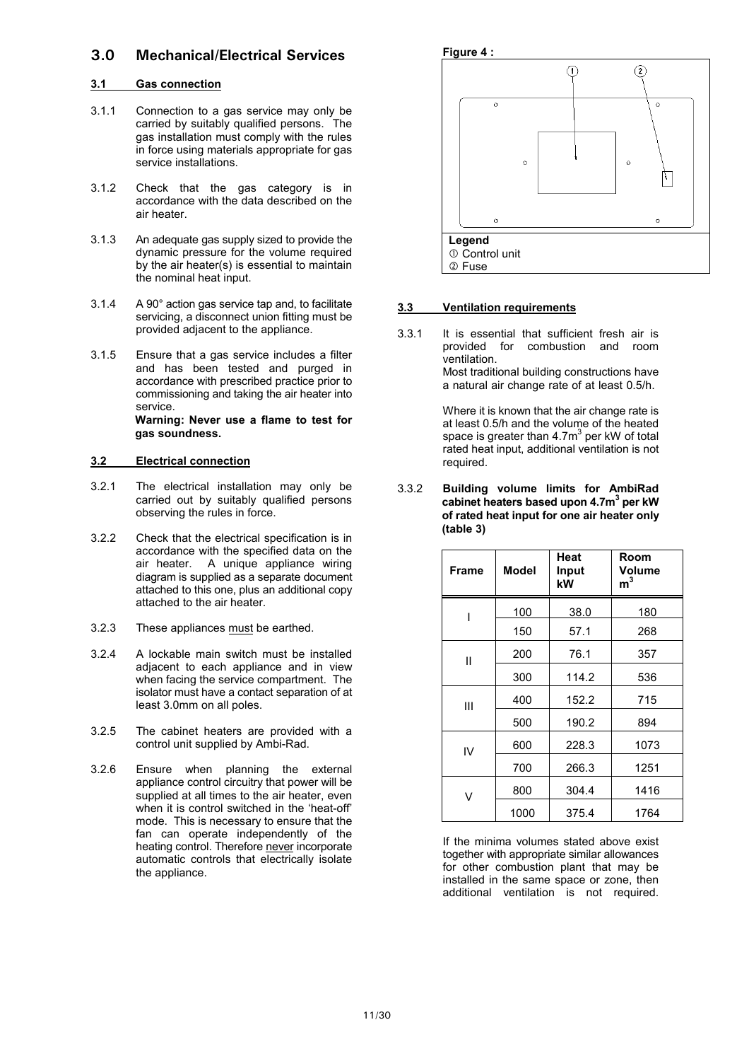## 3.0 Mechanical/Electrical Services

### 3.1 Gas connection

3.1.1 Connection to a gas service may only be carried by suitably qualified persons. The gas installation must comply with the rules in force using materials appropriate for gas service installations.

3.1.2 Check that the gas category is in accordance with the data described on the air heater.

3.1.3 An adequate gas supply sized to provide the dynamic pressure for the volume required by the air heater(s) is essential to maintain the nominal heat input.

3.1.4 A 90° action gas service tap and, to facilitate servicing, a disconnect union fitting must be provided adjacent to the appliance.

3.1.5 Ensure that a gas service includes a filter and has been tested and purged in accordance with prescribed practice prior to commissioning and taking the air heater into service.
**Warning: Never use a flame to test for gas soundness.**

### 3.2 Electrical connection

3.2.1 The electrical installation may only be carried out by suitably qualified persons observing the rules in force.

3.2.2 Check that the electrical specification is in accordance with the specified data on the air heater. A unique appliance wiring diagram is supplied as a separate document attached to this one, plus an additional copy attached to the air heater.

3.2.3 These appliances must be earthed.

3.2.4 A lockable main switch must be installed adjacent to each appliance and in view when facing the service compartment. The isolator must have a contact separation of at least 3.0mm on all poles.

3.2.5 The cabinet heaters are provided with a control unit supplied by Ambi-Rad.

3.2.6 Ensure when planning the external appliance control circuitry that power will be supplied at all times to the air heater, even when it is control switched in the 'heat-off' mode. This is necessary to ensure that the fan can operate independently of the heating control. Therefore never incorporate automatic controls that electrically isolate the appliance.

**Figure 4 :**

**Legend**
① Control unit
② Fuse

### 3.3 Ventilation requirements

3.3.1 It is essential that sufficient fresh air is provided for combustion and room ventilation.
Most traditional building constructions have a natural air change rate of at least 0.5/h.

Where it is known that the air change rate is at least 0.5/h and the volume of the heated space is greater than 4.7m³ per kW of total rated heat input, additional ventilation is not required.

3.3.2 **Building volume limits for AmbiRad cabinet heaters based upon 4.7m³ per kW of rated heat input for one air heater only (table 3)**

| Frame | Model | Heat Input kW | Room Volume m³ |
|---|---|---|---|
| I | 100 | 38.0 | 180 |
| | 150 | 57.1 | 268 |
| II | 200 | 76.1 | 357 |
| | 300 | 114.2 | 536 |
| III | 400 | 152.2 | 715 |
| | 500 | 190.2 | 894 |
| IV | 600 | 228.3 | 1073 |
| | 700 | 266.3 | 1251 |
| V | 800 | 304.4 | 1416 |
| | 1000 | 375.4 | 1764 |

If the minima volumes stated above exist together with appropriate similar allowances for other combustion plant that may be installed in the same space or zone, then additional ventilation is not required.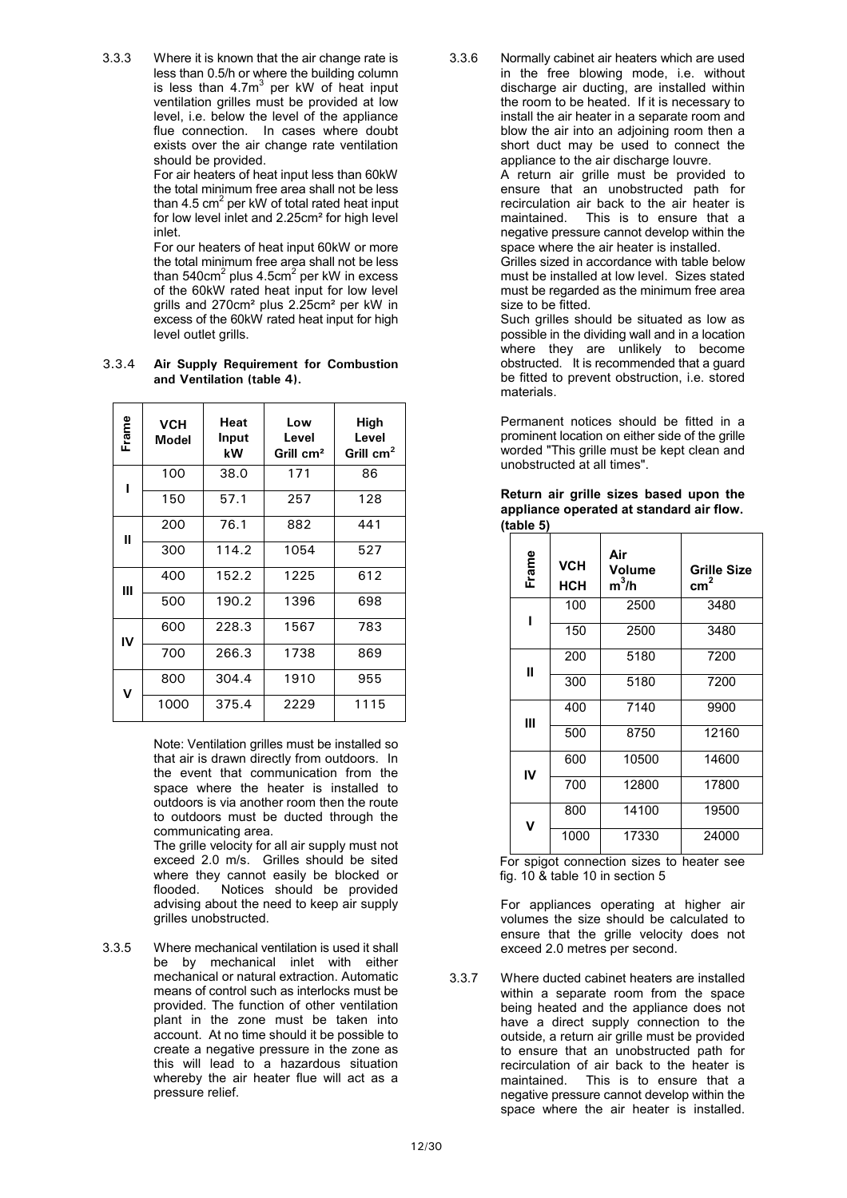3.3.3 Where it is known that the air change rate is less than 0.5/h or where the building column is less than $4.7m^3$ per kW of heat input ventilation grilles must be provided at low level, i.e. below the level of the appliance flue connection. In cases where doubt exists over the air change rate ventilation should be provided.

For air heaters of heat input less than 60kW the total minimum free area shall not be less than 4.5 $cm^2$ per kW of total rated heat input for low level inlet and 2.25cm² for high level inlet.

For our heaters of heat input 60kW or more the total minimum free area shall not be less than 540$cm^2$ plus 4.5$cm^2$ per kW in excess of the 60kW rated heat input for low level grills and 270cm² plus 2.25cm² per kW in excess of the 60kW rated heat input for high level outlet grills.

3.3.4 **Air Supply Requirement for Combustion and Ventilation (table 4).**

| Frame | VCH Model | Heat Input kW | Low Level Grill cm² | High Level Grill $cm^2$ |
|---|---|---|---|---|
| I | 100 | 38.0 | 171 | 86 |
| | 150 | 57.1 | 257 | 128 |
| II | 200 | 76.1 | 882 | 441 |
| | 300 | 114.2 | 1054 | 527 |
| III | 400 | 152.2 | 1225 | 612 |
| | 500 | 190.2 | 1396 | 698 |
| IV | 600 | 228.3 | 1567 | 783 |
| | 700 | 266.3 | 1738 | 869 |
| V | 800 | 304.4 | 1910 | 955 |
| | 1000 | 375.4 | 2229 | 1115 |

Note: Ventilation grilles must be installed so that air is drawn directly from outdoors. In the event that communication from the space where the heater is installed to outdoors is via another room then the route to outdoors must be ducted through the communicating area.

The grille velocity for all air supply must not exceed 2.0 m/s. Grilles should be sited where they cannot easily be blocked or flooded. Notices should be provided advising about the need to keep air supply grilles unobstructed.

3.3.5 Where mechanical ventilation is used it shall be by mechanical inlet with either mechanical or natural extraction. Automatic means of control such as interlocks must be provided. The function of other ventilation plant in the zone must be taken into account. At no time should it be possible to create a negative pressure in the zone as this will lead to a hazardous situation whereby the air heater flue will act as a pressure relief.

3.3.6 Normally cabinet air heaters which are used in the free blowing mode, i.e. without discharge air ducting, are installed within the room to be heated. If it is necessary to install the air heater in a separate room and blow the air into an adjoining room then a short duct may be used to connect the appliance to the air discharge louvre.

A return air grille must be provided to ensure that an unobstructed path for recirculation air back to the air heater is maintained. This is to ensure that a negative pressure cannot develop within the space where the air heater is installed.

Grilles sized in accordance with table below must be installed at low level. Sizes stated must be regarded as the minimum free area size to be fitted.

Such grilles should be situated as low as possible in the dividing wall and in a location where they are unlikely to become obstructed. It is recommended that a guard be fitted to prevent obstruction, i.e. stored materials.

Permanent notices should be fitted in a prominent location on either side of the grille worded "This grille must be kept clean and unobstructed at all times".

**Return air grille sizes based upon the appliance operated at standard air flow. (table 5)**

| Frame | VCH HCH | Air Volume $m^3$/h | Grille Size $cm^2$ |
|---|---|---|---|
| I | 100 | 2500 | 3480 |
| | 150 | 2500 | 3480 |
| II | 200 | 5180 | 7200 |
| | 300 | 5180 | 7200 |
| III | 400 | 7140 | 9900 |
| | 500 | 8750 | 12160 |
| IV | 600 | 10500 | 14600 |
| | 700 | 12800 | 17800 |
| V | 800 | 14100 | 19500 |
| | 1000 | 17330 | 24000 |

For spigot connection sizes to heater see fig. 10 & table 10 in section 5

For appliances operating at higher air volumes the size should be calculated to ensure that the grille velocity does not exceed 2.0 metres per second.

3.3.7 Where ducted cabinet heaters are installed within a separate room from the space being heated and the appliance does not have a direct supply connection to the outside, a return air grille must be provided to ensure that an unobstructed path for recirculation of air back to the heater is maintained. This is to ensure that a negative pressure cannot develop within the space where the air heater is installed.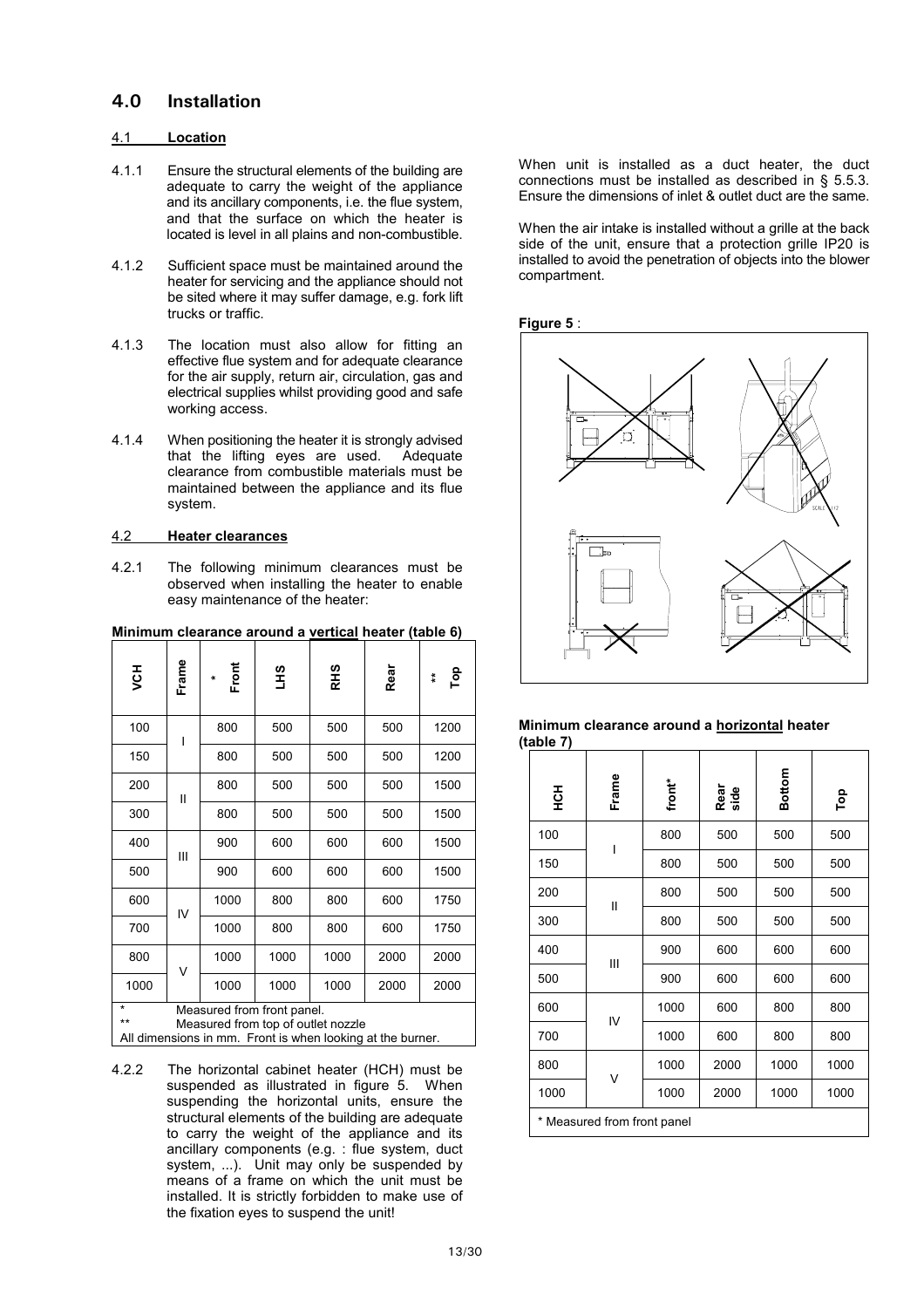# 4.0 Installation

## 4.1 Location

4.1.1 Ensure the structural elements of the building are adequate to carry the weight of the appliance and its ancillary components, i.e. the flue system, and that the surface on which the heater is located is level in all plains and non-combustible.

4.1.2 Sufficient space must be maintained around the heater for servicing and the appliance should not be sited where it may suffer damage, e.g. fork lift trucks or traffic.

4.1.3 The location must also allow for fitting an effective flue system and for adequate clearance for the air supply, return air, circulation, gas and electrical supplies whilst providing good and safe working access.

4.1.4 When positioning the heater it is strongly advised that the lifting eyes are used. Adequate clearance from combustible materials must be maintained between the appliance and its flue system.

## 4.2 Heater clearances

4.2.1 The following minimum clearances must be observed when installing the heater to enable easy maintenance of the heater:

**Minimum clearance around a vertical heater (table 6)**

| VCH | Frame | * Front | LHS | RHS | Rear | ** Top |
|---|---|---|---|---|---|---|
| 100 | I | 800 | 500 | 500 | 500 | 1200 |
| 150 | | 800 | 500 | 500 | 500 | 1200 |
| 200 | II | 800 | 500 | 500 | 500 | 1500 |
| 300 | | 800 | 500 | 500 | 500 | 1500 |
| 400 | III | 900 | 600 | 600 | 600 | 1500 |
| 500 | | 900 | 600 | 600 | 600 | 1500 |
| 600 | IV | 1000 | 800 | 800 | 600 | 1750 |
| 700 | | 1000 | 800 | 800 | 600 | 1750 |
| 800 | V | 1000 | 1000 | 1000 | 2000 | 2000 |
| 1000 | | 1000 | 1000 | 1000 | 2000 | 2000 |

\* Measured from front panel.
\*\* Measured from top of outlet nozzle
All dimensions in mm. Front is when looking at the burner.

4.2.2 The horizontal cabinet heater (HCH) must be suspended as illustrated in figure 5. When suspending the horizontal units, ensure the structural elements of the building are adequate to carry the weight of the appliance and its ancillary components (e.g. : flue system, duct system, ...). Unit may only be suspended by means of a frame on which the unit must be installed. It is strictly forbidden to make use of the fixation eyes to suspend the unit!

When unit is installed as a duct heater, the duct connections must be installed as described in § 5.5.3. Ensure the dimensions of inlet & outlet duct are the same.

When the air intake is installed without a grille at the back side of the unit, ensure that a protection grille IP20 is installed to avoid the penetration of objects into the blower compartment.

**Figure 5** :

**Minimum clearance around a horizontal heater (table 7)**

| HCH | Frame | front* | Rear side | Bottom | Top |
|---|---|---|---|---|---|
| 100 | I | 800 | 500 | 500 | 500 |
| 150 | | 800 | 500 | 500 | 500 |
| 200 | II | 800 | 500 | 500 | 500 |
| 300 | | 800 | 500 | 500 | 500 |
| 400 | III | 900 | 600 | 600 | 600 |
| 500 | | 900 | 600 | 600 | 600 |
| 600 | IV | 1000 | 600 | 800 | 800 |
| 700 | | 1000 | 600 | 800 | 800 |
| 800 | V | 1000 | 2000 | 1000 | 1000 |
| 1000 | | 1000 | 2000 | 1000 | 1000 |

\* Measured from front panel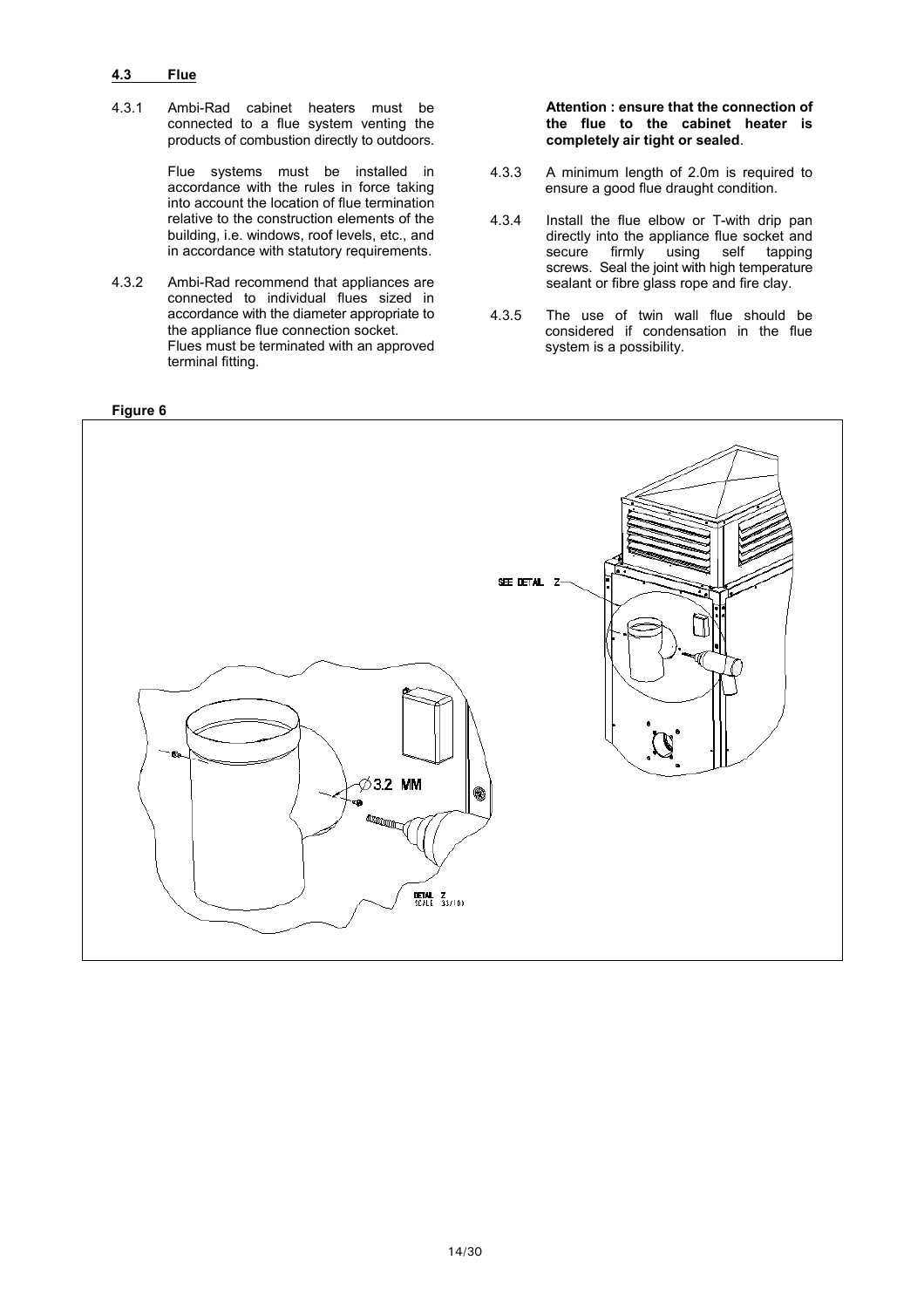### 4.3 Flue

4.3.1 Ambi-Rad cabinet heaters must be connected to a flue system venting the products of combustion directly to outdoors.

Flue systems must be installed in accordance with the rules in force taking into account the location of flue termination relative to the construction elements of the building, i.e. windows, roof levels, etc., and in accordance with statutory requirements.

4.3.2 Ambi-Rad recommend that appliances are connected to individual flues sized in accordance with the diameter appropriate to the appliance flue connection socket. Flues must be terminated with an approved terminal fitting.

**Attention : ensure that the connection of the flue to the cabinet heater is completely air tight or sealed**.

4.3.3 A minimum length of 2.0m is required to ensure a good flue draught condition.

4.3.4 Install the flue elbow or T-with drip pan directly into the appliance flue socket and secure firmly using self tapping screws. Seal the joint with high temperature sealant or fibre glass rope and fire clay.

4.3.5 The use of twin wall flue should be considered if condensation in the flue system is a possibility.

**Figure 6**

SEE DETAIL Z

Ø3.2 MM

DETAIL Z
SCALE 35/100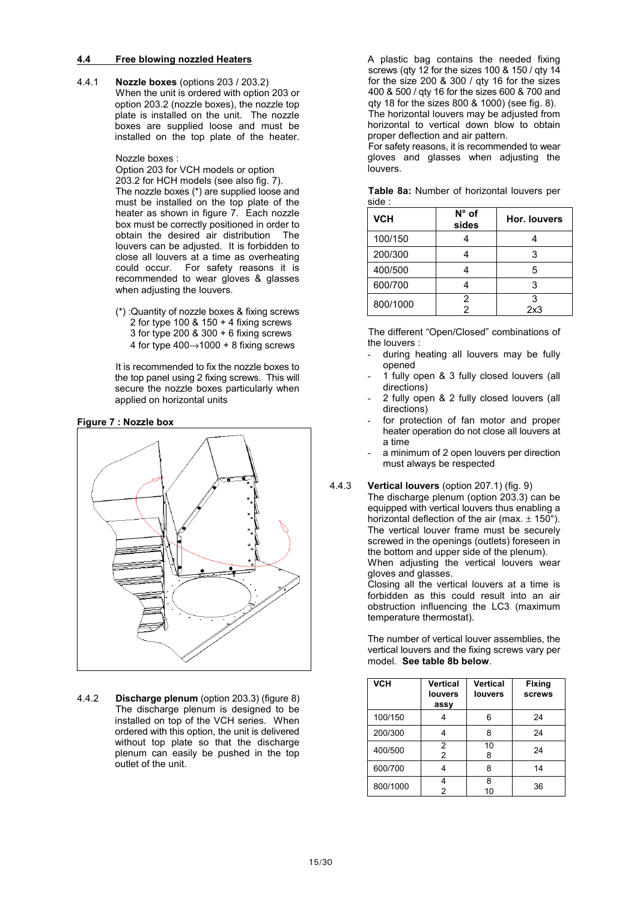## 4.4 Free blowing nozzled Heaters

4.4.1 **Nozzle boxes** (options 203 / 203.2)
When the unit is ordered with option 203 or option 203.2 (nozzle boxes), the nozzle top plate is installed on the unit. The nozzle boxes are supplied loose and must be installed on the top plate of the heater.

Nozzle boxes :
Option 203 for VCH models or option 203.2 for HCH models (see also fig. 7).
The nozzle boxes (*) are supplied loose and must be installed on the top plate of the heater as shown in figure 7. Each nozzle box must be correctly positioned in order to obtain the desired air distribution The louvers can be adjusted. It is forbidden to close all louvers at a time as overheating could occur. For safety reasons it is recommended to wear gloves & glasses when adjusting the louvers.

(*) :Quantity of nozzle boxes & fixing screws
2 for type 100 & 150 + 4 fixing screws
3 for type 200 & 300 + 6 fixing screws
4 for type 400→1000 + 8 fixing screws

It is recommended to fix the nozzle boxes to the top panel using 2 fixing screws. This will secure the nozzle boxes particularly when applied on horizontal units

**Figure 7 : Nozzle box**

4.4.2 **Discharge plenum** (option 203.3) (figure 8)
The discharge plenum is designed to be installed on top of the VCH series. When ordered with this option, the unit is delivered without top plate so that the discharge plenum can easily be pushed in the top outlet of the unit.

A plastic bag contains the needed fixing screws (qty 12 for the sizes 100 & 150 / qty 14 for the size 200 & 300 / qty 16 for the sizes 400 & 500 / qty 16 for the sizes 600 & 700 and qty 18 for the sizes 800 & 1000) (see fig. 8).
The horizontal louvers may be adjusted from horizontal to vertical down blow to obtain proper deflection and air pattern.
For safety reasons, it is recommended to wear gloves and glasses when adjusting the louvers.

**Table 8a:** Number of horizontal louvers per side :

| VCH | N° of sides | Hor. louvers |
|---|---|---|
| 100/150 | 4 | 4 |
| 200/300 | 4 | 3 |
| 400/500 | 4 | 5 |
| 600/700 | 4 | 3 |
| 800/1000 | 2<br>2 | 3<br>2x3 |

The different "Open/Closed" combinations of the louvers :

- during heating all louvers may be fully opened
- 1 fully open & 3 fully closed louvers (all directions)
- 2 fully open & 2 fully closed louvers (all directions)
- for protection of fan motor and proper heater operation do not close all louvers at a time
- a minimum of 2 open louvers per direction must always be respected

4.4.3 **Vertical louvers** (option 207.1) (fig. 9)
The discharge plenum (option 203.3) can be equipped with vertical louvers thus enabling a horizontal deflection of the air (max. ± 150°).
The vertical louver frame must be securely screwed in the openings (outlets) foreseen in the bottom and upper side of the plenum).
When adjusting the vertical louvers wear gloves and glasses.
Closing all the vertical louvers at a time is forbidden as this could result into an air obstruction influencing the LC3 (maximum temperature thermostat).

The number of vertical louver assemblies, the vertical louvers and the fixing screws vary per model. **See table 8b below**.

| VCH | Vertical louvers assy | Vertical louvers | Fixing screws |
|---|---|---|---|
| 100/150 | 4 | 6 | 24 |
| 200/300 | 4 | 8 | 24 |
| 400/500 | 2<br>2 | 10<br>8 | 24 |
| 600/700 | 4 | 8 | 14 |
| 800/1000 | 4<br>2 | 8<br>10 | 36 |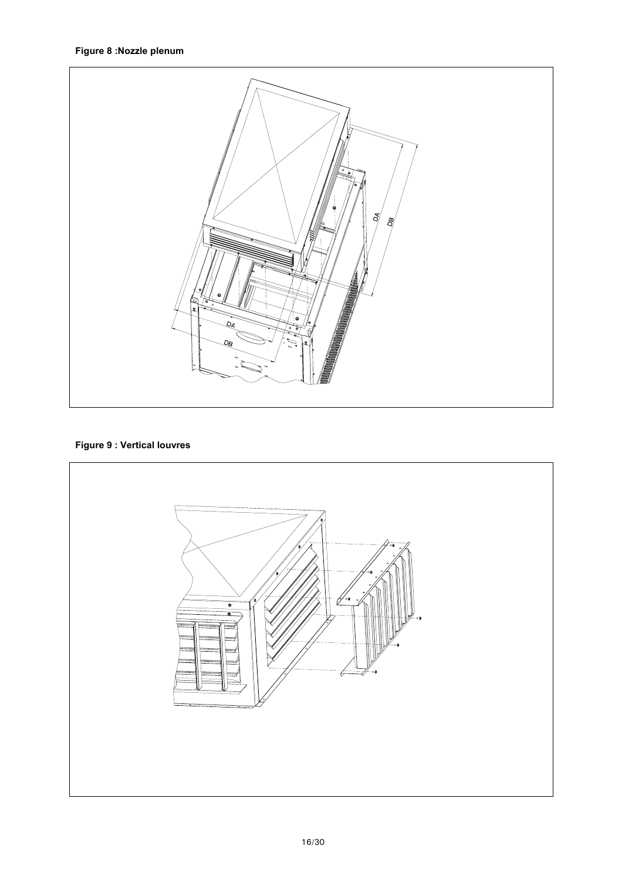**Figure 8 :Nozzle plenum**

**Figure 9 : Vertical louvres**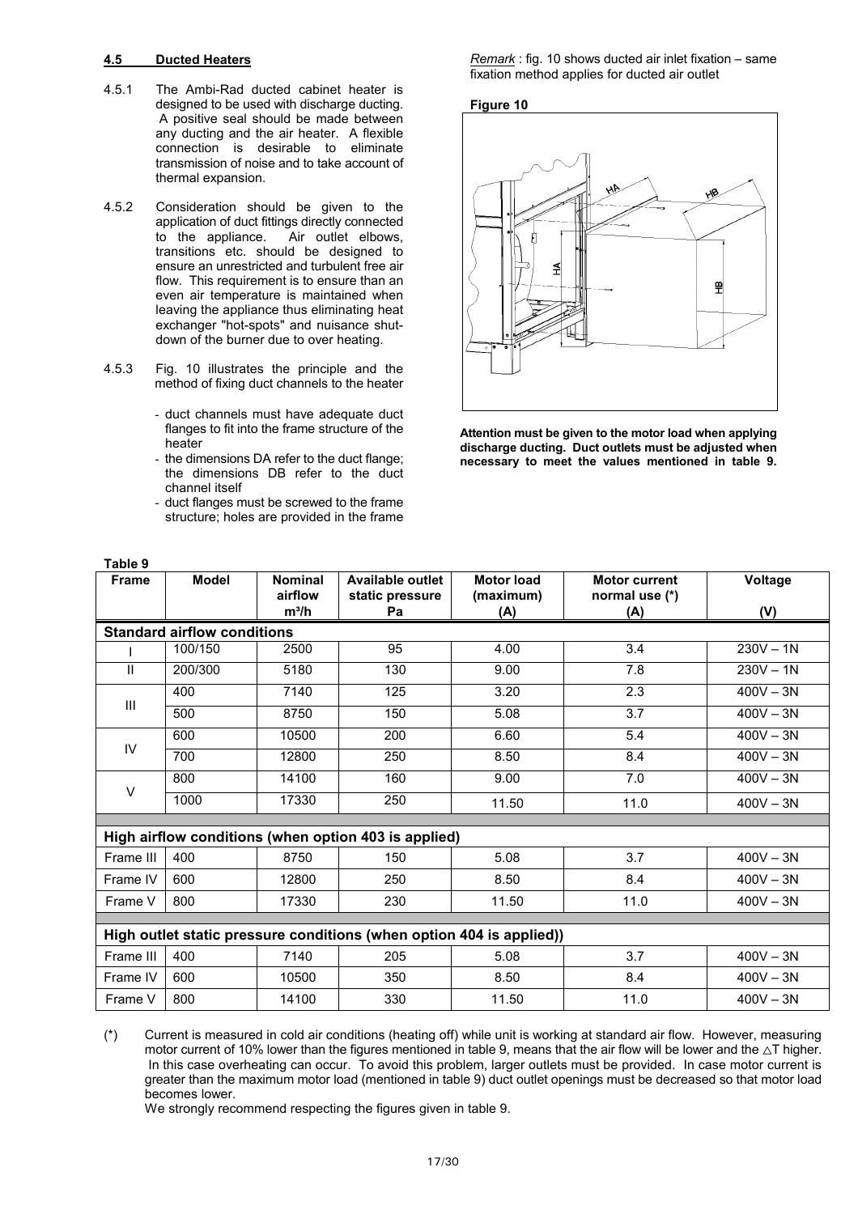### 4.5 Ducted Heaters

4.5.1 The Ambi-Rad ducted cabinet heater is designed to be used with discharge ducting. A positive seal should be made between any ducting and the air heater. A flexible connection is desirable to eliminate transmission of noise and to take account of thermal expansion.

4.5.2 Consideration should be given to the application of duct fittings directly connected to the appliance. Air outlet elbows, transitions etc. should be designed to ensure an unrestricted and turbulent free air flow. This requirement is to ensure than an even air temperature is maintained when leaving the appliance thus eliminating heat exchanger "hot-spots" and nuisance shut-down of the burner due to over heating.

4.5.3 Fig. 10 illustrates the principle and the method of fixing duct channels to the heater

- duct channels must have adequate duct flanges to fit into the frame structure of the heater
- the dimensions DA refer to the duct flange; the dimensions DB refer to the duct channel itself
- duct flanges must be screwed to the frame structure; holes are provided in the frame

*Remark* : fig. 10 shows ducted air inlet fixation – same fixation method applies for ducted air outlet

**Figure 10**

HA HB HA HB

**Attention must be given to the motor load when applying discharge ducting. Duct outlets must be adjusted when necessary to meet the values mentioned in table 9.**

**Table 9**

| Frame | Model | Nominal airflow m³/h | Available outlet static pressure Pa | Motor load (maximum) (A) | Motor current normal use (*) (A) | Voltage (V) |
|---|---|---|---|---|---|---|
| **Standard airflow conditions** | | | | | | |
| I | 100/150 | 2500 | 95 | 4.00 | 3.4 | 230V – 1N |
| II | 200/300 | 5180 | 130 | 9.00 | 7.8 | 230V – 1N |
| III | 400 | 7140 | 125 | 3.20 | 2.3 | 400V – 3N |
| | 500 | 8750 | 150 | 5.08 | 3.7 | 400V – 3N |
| IV | 600 | 10500 | 200 | 6.60 | 5.4 | 400V – 3N |
| | 700 | 12800 | 250 | 8.50 | 8.4 | 400V – 3N |
| V | 800 | 14100 | 160 | 9.00 | 7.0 | 400V – 3N |
| | 1000 | 17330 | 250 | 11.50 | 11.0 | 400V – 3N |
| **High airflow conditions (when option 403 is applied)** | | | | | | |
| Frame III | 400 | 8750 | 150 | 5.08 | 3.7 | 400V – 3N |
| Frame IV | 600 | 12800 | 250 | 8.50 | 8.4 | 400V – 3N |
| Frame V | 800 | 17330 | 230 | 11.50 | 11.0 | 400V – 3N |
| **High outlet static pressure conditions (when option 404 is applied))** | | | | | | |
| Frame III | 400 | 7140 | 205 | 5.08 | 3.7 | 400V – 3N |
| Frame IV | 600 | 10500 | 350 | 8.50 | 8.4 | 400V – 3N |
| Frame V | 800 | 14100 | 330 | 11.50 | 11.0 | 400V – 3N |

(*) Current is measured in cold air conditions (heating off) while unit is working at standard air flow. However, measuring motor current of 10% lower than the figures mentioned in table 9, means that the air flow will be lower and the $\triangle$T higher. In this case overheating can occur. To avoid this problem, larger outlets must be provided. In case motor current is greater than the maximum motor load (mentioned in table 9) duct outlet openings must be decreased so that motor load becomes lower.
We strongly recommend respecting the figures given in table 9.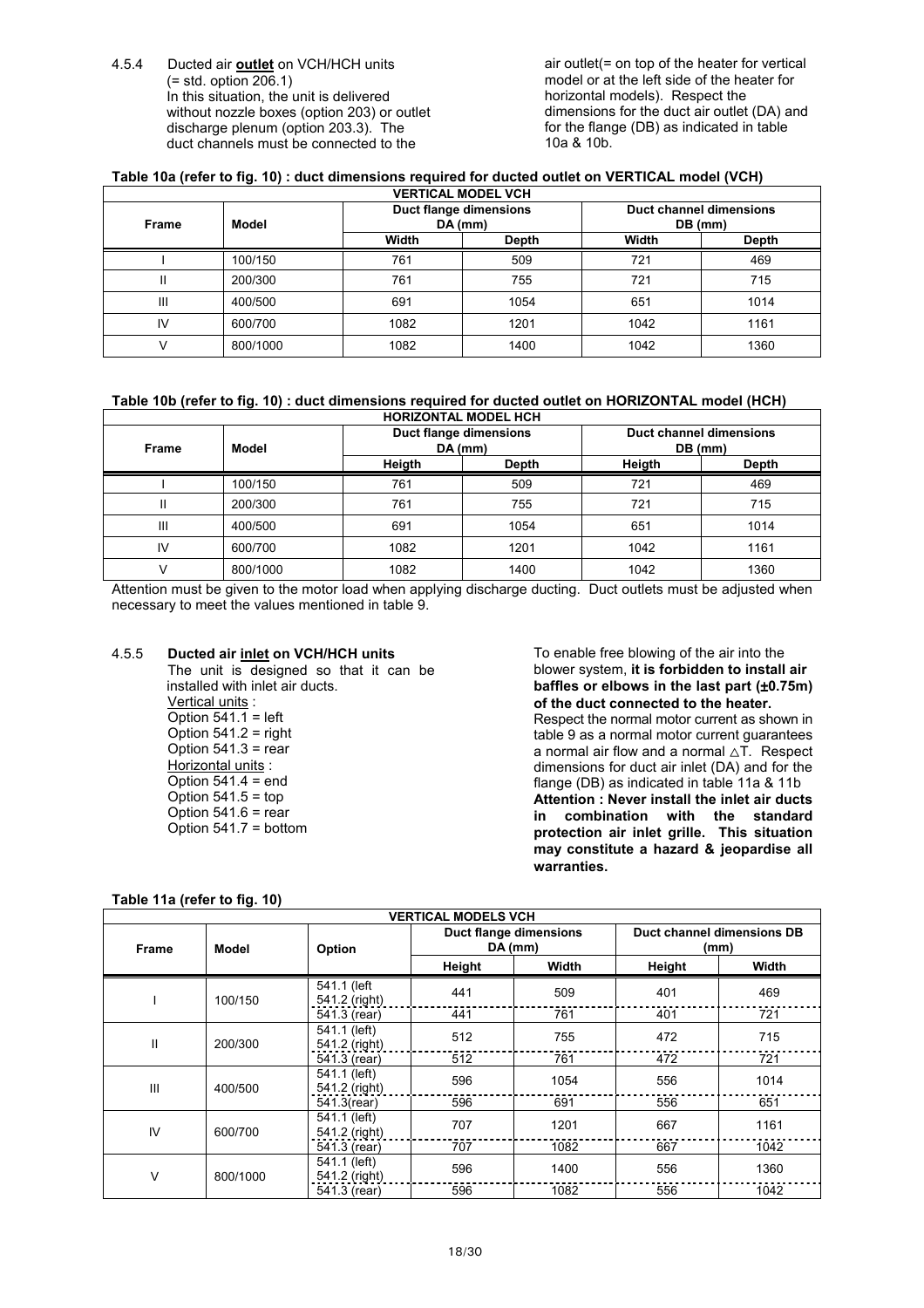4.5.4 Ducted air **outlet** on VCH/HCH units (= std. option 206.1)
In this situation, the unit is delivered without nozzle boxes (option 203) or outlet discharge plenum (option 203.3). The duct channels must be connected to the air outlet(= on top of the heater for vertical model or at the left side of the heater for horizontal models). Respect the dimensions for the duct air outlet (DA) and for the flange (DB) as indicated in table 10a & 10b.

**Table 10a (refer to fig. 10) : duct dimensions required for ducted outlet on VERTICAL model (VCH)**

| VERTICAL MODEL VCH | | | | | |
|---|---|---|---|---|---|
| **Frame** | **Model** | **Duct flange dimensions DA (mm)** | | **Duct channel dimensions DB (mm)** | |
| | | **Width** | **Depth** | **Width** | **Depth** |
| I | 100/150 | 761 | 509 | 721 | 469 |
| II | 200/300 | 761 | 755 | 721 | 715 |
| III | 400/500 | 691 | 1054 | 651 | 1014 |
| IV | 600/700 | 1082 | 1201 | 1042 | 1161 |
| V | 800/1000 | 1082 | 1400 | 1042 | 1360 |

**Table 10b (refer to fig. 10) : duct dimensions required for ducted outlet on HORIZONTAL model (HCH)**

| HORIZONTAL MODEL HCH | | | | | |
|---|---|---|---|---|---|
| **Frame** | **Model** | **Duct flange dimensions DA (mm)** | | **Duct channel dimensions DB (mm)** | |
| | | **Heigth** | **Depth** | **Heigth** | **Depth** |
| I | 100/150 | 761 | 509 | 721 | 469 |
| II | 200/300 | 761 | 755 | 721 | 715 |
| III | 400/500 | 691 | 1054 | 651 | 1014 |
| IV | 600/700 | 1082 | 1201 | 1042 | 1161 |
| V | 800/1000 | 1082 | 1400 | 1042 | 1360 |

Attention must be given to the motor load when applying discharge ducting. Duct outlets must be adjusted when necessary to meet the values mentioned in table 9.

4.5.5 **Ducted air inlet on VCH/HCH units**
The unit is designed so that it can be installed with inlet air ducts.
Vertical units :
Option 541.1 = left
Option 541.2 = right
Option 541.3 = rear
Horizontal units :
Option 541.4 = end
Option 541.5 = top
Option 541.6 = rear
Option 541.7 = bottom

To enable free blowing of the air into the blower system, **it is forbidden to install air baffles or elbows in the last part (±0.75m) of the duct connected to the heater.**
Respect the normal motor current as shown in table 9 as a normal motor current guarantees a normal air flow and a normal $\triangle T$. Respect dimensions for duct air inlet (DA) and for the flange (DB) as indicated in table 11a & 11b
**Attention : Never install the inlet air ducts in combination with the standard protection air inlet grille. This situation may constitute a hazard & jeopardise all warranties.**

**Table 11a (refer to fig. 10)**

| VERTICAL MODELS VCH | | | | | | |
|---|---|---|---|---|---|---|
| **Frame** | **Model** | **Option** | **Duct flange dimensions DA (mm)** | | **Duct channel dimensions DB (mm)** | |
| | | | **Height** | **Width** | **Height** | **Width** |
| I | 100/150 | 541.1 (left 541.2 (right) | 441 | 509 | 401 | 469 |
| | | 541.3 (rear) | 441 | 761 | 401 | 721 |
| II | 200/300 | 541.1 (left) 541.2 (right) | 512 | 755 | 472 | 715 |
| | | 541.3 (rear) | 512 | 761 | 472 | 721 |
| III | 400/500 | 541.1 (left) 541.2 (right) | 596 | 1054 | 556 | 1014 |
| | | 541.3(rear) | 596 | 691 | 556 | 651 |
| IV | 600/700 | 541.1 (left) 541.2 (right) | 707 | 1201 | 667 | 1161 |
| | | 541.3 (rear) | 707 | 1082 | 667 | 1042 |
| V | 800/1000 | 541.1 (left) 541.2 (right) | 596 | 1400 | 556 | 1360 |
| | | 541.3 (rear) | 596 | 1082 | 556 | 1042 |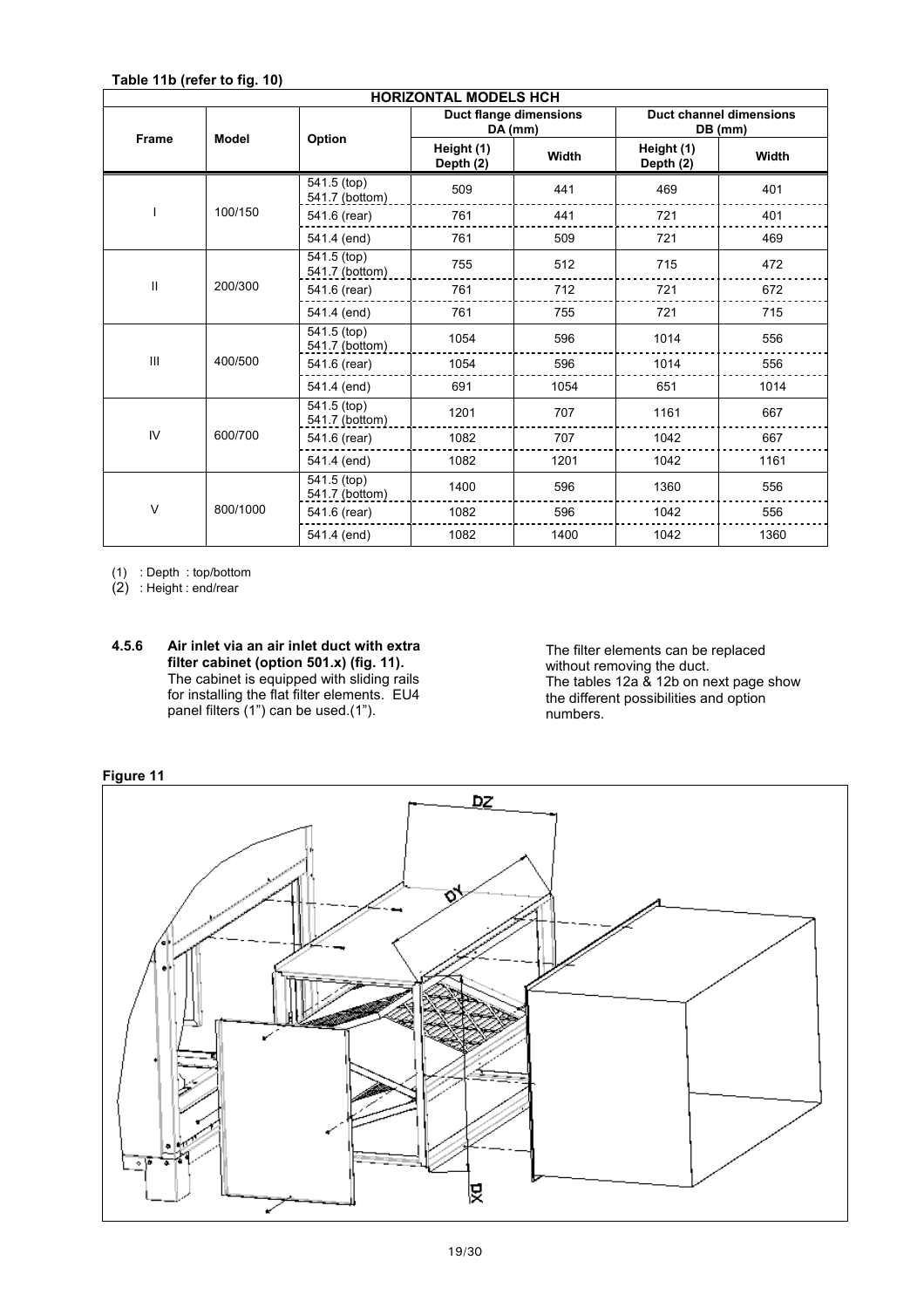**Table 11b (refer to fig. 10)**

| HORIZONTAL MODELS HCH | | | | | | |
|---|---|---|---|---|---|---|
| Frame | Model | Option | Duct flange dimensions DA (mm) | | Duct channel dimensions DB (mm) | |
| | | | Height (1) Depth (2) | Width | Height (1) Depth (2) | Width |
| I | 100/150 | 541.5 (top) 541.7 (bottom) | 509 | 441 | 469 | 401 |
| | | 541.6 (rear) | 761 | 441 | 721 | 401 |
| | | 541.4 (end) | 761 | 509 | 721 | 469 |
| II | 200/300 | 541.5 (top) 541.7 (bottom) | 755 | 512 | 715 | 472 |
| | | 541.6 (rear) | 761 | 712 | 721 | 672 |
| | | 541.4 (end) | 761 | 755 | 721 | 715 |
| III | 400/500 | 541.5 (top) 541.7 (bottom) | 1054 | 596 | 1014 | 556 |
| | | 541.6 (rear) | 1054 | 596 | 1014 | 556 |
| | | 541.4 (end) | 691 | 1054 | 651 | 1014 |
| IV | 600/700 | 541.5 (top) 541.7 (bottom) | 1201 | 707 | 1161 | 667 |
| | | 541.6 (rear) | 1082 | 707 | 1042 | 667 |
| | | 541.4 (end) | 1082 | 1201 | 1042 | 1161 |
| V | 800/1000 | 541.5 (top) 541.7 (bottom) | 1400 | 596 | 1360 | 556 |
| | | 541.6 (rear) | 1082 | 596 | 1042 | 556 |
| | | 541.4 (end) | 1082 | 1400 | 1042 | 1360 |

(1) : Depth : top/bottom
(2) : Height : end/rear

### 4.5.6 Air inlet via an air inlet duct with extra filter cabinet (option 501.x) (fig. 11).

The cabinet is equipped with sliding rails for installing the flat filter elements. EU4 panel filters (1") can be used.(1").

The filter elements can be replaced without removing the duct.
The tables 12a & 12b on next page show the different possibilities and option numbers.

**Figure 11**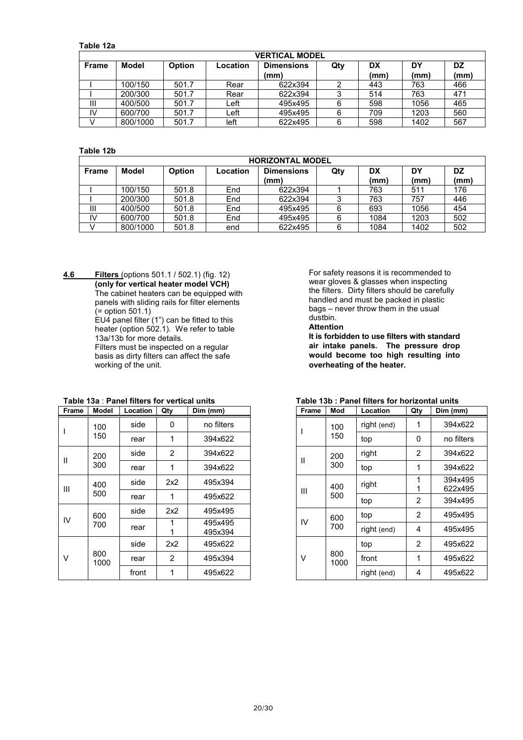**Table 12a**

| VERTICAL MODEL | | | | | | | | |
|---|---|---|---|---|---|---|---|---|
| **Frame** | **Model** | **Option** | **Location** | **Dimensions (mm)** | **Qty** | **DX (mm)** | **DY (mm)** | **DZ (mm)** |
| I | 100/150 | 501.7 | Rear | 622x394 | 2 | 443 | 763 | 466 |
| I | 200/300 | 501.7 | Rear | 622x394 | 3 | 514 | 763 | 471 |
| III | 400/500 | 501.7 | Left | 495x495 | 6 | 598 | 1056 | 465 |
| IV | 600/700 | 501.7 | Left | 495x495 | 6 | 709 | 1203 | 560 |
| V | 800/1000 | 501.7 | left | 622x495 | 6 | 598 | 1402 | 567 |

**Table 12b**

| HORIZONTAL MODEL | | | | | | | | |
|---|---|---|---|---|---|---|---|---|
| **Frame** | **Model** | **Option** | **Location** | **Dimensions (mm)** | **Qty** | **DX (mm)** | **DY (mm)** | **DZ (mm)** |
| I | 100/150 | 501.8 | End | 622x394 | 1 | 763 | 511 | 176 |
| I | 200/300 | 501.8 | End | 622x394 | 3 | 763 | 757 | 446 |
| III | 400/500 | 501.8 | End | 495x495 | 6 | 693 | 1056 | 454 |
| IV | 600/700 | 501.8 | End | 495x495 | 6 | 1084 | 1203 | 502 |
| V | 800/1000 | 501.8 | end | 622x495 | 6 | 1084 | 1402 | 502 |

## 4.6 Filters (options 501.1 / 502.1) (fig. 12)

**(only for vertical heater model VCH)**

The cabinet heaters can be equipped with panels with sliding rails for filter elements (= option 501.1)

EU4 panel filter (1") can be fitted to this heater (option 502.1). We refer to table 13a/13b for more details.

Filters must be inspected on a regular basis as dirty filters can affect the safe working of the unit.

For safety reasons it is recommended to wear gloves & glasses when inspecting the filters. Dirty filters should be carefully handled and must be packed in plastic bags – never throw them in the usual dustbin.

**Attention**

**It is forbidden to use filters with standard air intake panels. The pressure drop would become too high resulting into overheating of the heater.**

**Table 13a : Panel filters for vertical units**

| Frame | Model | Location | Qty | Dim (mm) |
|---|---|---|---|---|
| I | 100 150 | side | 0 | no filters |
| | | rear | 1 | 394x622 |
| II | 200 300 | side | 2 | 394x622 |
| | | rear | 1 | 394x622 |
| III | 400 500 | side | 2x2 | 495x394 |
| | | rear | 1 | 495x622 |
| IV | 600 700 | side | 2x2 | 495x495 |
| | | rear | 1<br>1 | 495x495<br>495x394 |
| V | 800 1000 | side | 2x2 | 495x622 |
| | | rear | 2 | 495x394 |
| | | front | 1 | 495x622 |

**Table 13b : Panel filters for horizontal units**

| Frame | Mod | Location | Qty | Dim (mm) |
|---|---|---|---|---|
| I | 100 150 | right (end) | 1 | 394x622 |
| | | top | 0 | no filters |
| II | 200 300 | right | 2 | 394x622 |
| | | top | 1 | 394x622 |
| III | 400 500 | right | 1<br>1 | 394x495<br>622x495 |
| | | top | 2 | 394x495 |
| IV | 600 700 | top | 2 | 495x495 |
| | | right (end) | 4 | 495x495 |
| V | 800 1000 | top | 2 | 495x622 |
| | | front | 1 | 495x622 |
| | | right (end) | 4 | 495x622 |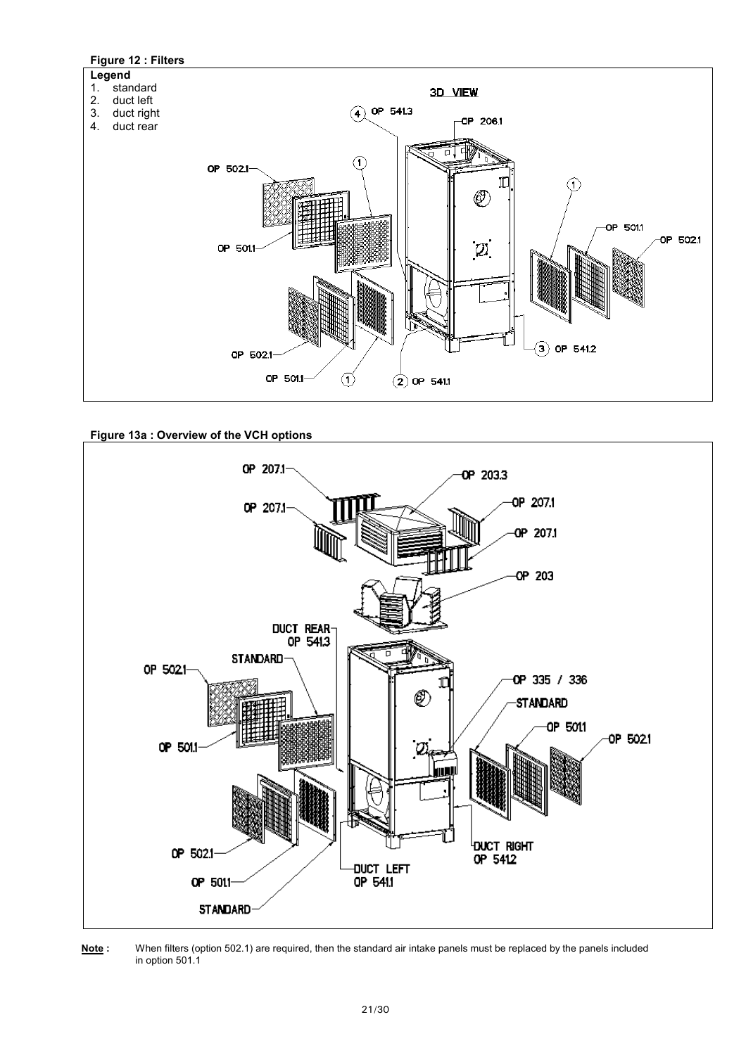**Figure 12 : Filters**

**Legend**
1. standard
2. duct left
3. duct right
4. duct rear

**Figure 13a : Overview of the VCH options**

**Note :** When filters (option 502.1) are required, then the standard air intake panels must be replaced by the panels included in option 501.1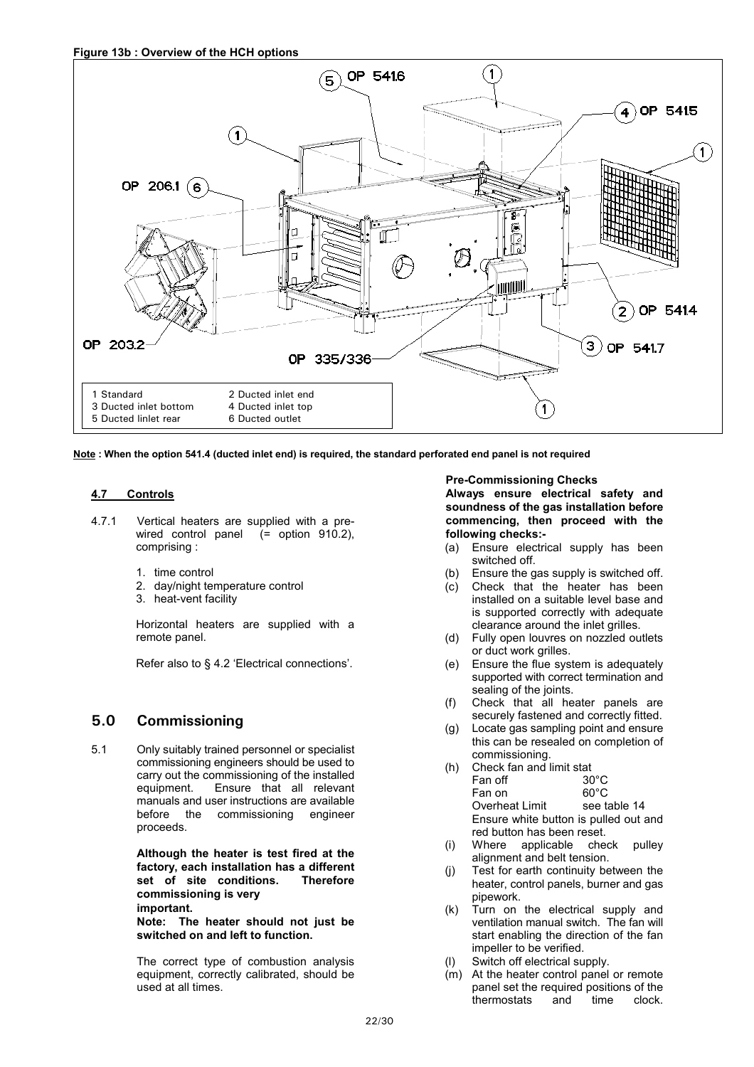**Figure 13b : Overview of the HCH options**

| | |
|---|---|
| 1 Standard | 2 Ducted inlet end |
| 3 Ducted inlet bottom | 4 Ducted inlet top |
| 5 Ducted linlet rear | 6 Ducted outlet |

**Note : When the option 541.4 (ducted inlet end) is required, the standard perforated end panel is not required**

### 4.7 Controls

4.7.1 Vertical heaters are supplied with a pre-wired control panel (= option 910.2), comprising :

1. time control
2. day/night temperature control
3. heat-vent facility

Horizontal heaters are supplied with a remote panel.

Refer also to § 4.2 'Electrical connections'.

## 5.0 Commissioning

5.1 Only suitably trained personnel or specialist commissioning engineers should be used to carry out the commissioning of the installed equipment. Ensure that all relevant manuals and user instructions are available before the commissioning engineer proceeds.

**Although the heater is test fired at the factory, each installation has a different set of site conditions. Therefore commissioning is very important.**
**Note: The heater should not just be switched on and left to function.**

The correct type of combustion analysis equipment, correctly calibrated, should be used at all times.

**Pre-Commissioning Checks**

**Always ensure electrical safety and soundness of the gas installation before commencing, then proceed with the following checks:-**

(a) Ensure electrical supply has been switched off.
(b) Ensure the gas supply is switched off.
(c) Check that the heater has been installed on a suitable level base and is supported correctly with adequate clearance around the inlet grilles.
(d) Fully open louvres on nozzled outlets or duct work grilles.
(e) Ensure the flue system is adequately supported with correct termination and sealing of the joints.
(f) Check that all heater panels are securely fastened and correctly fitted.
(g) Locate gas sampling point and ensure this can be resealed on completion of commissioning.
(h) Check fan and limit stat
    Fan off 30°C
    Fan on 60°C
    Overheat Limit see table 14
    Ensure white button is pulled out and red button has been reset.
(i) Where applicable check pulley alignment and belt tension.
(j) Test for earth continuity between the heater, control panels, burner and gas pipework.
(k) Turn on the electrical supply and ventilation manual switch. The fan will start enabling the direction of the fan impeller to be verified.
(l) Switch off electrical supply.
(m) At the heater control panel or remote panel set the required positions of the thermostats and time clock.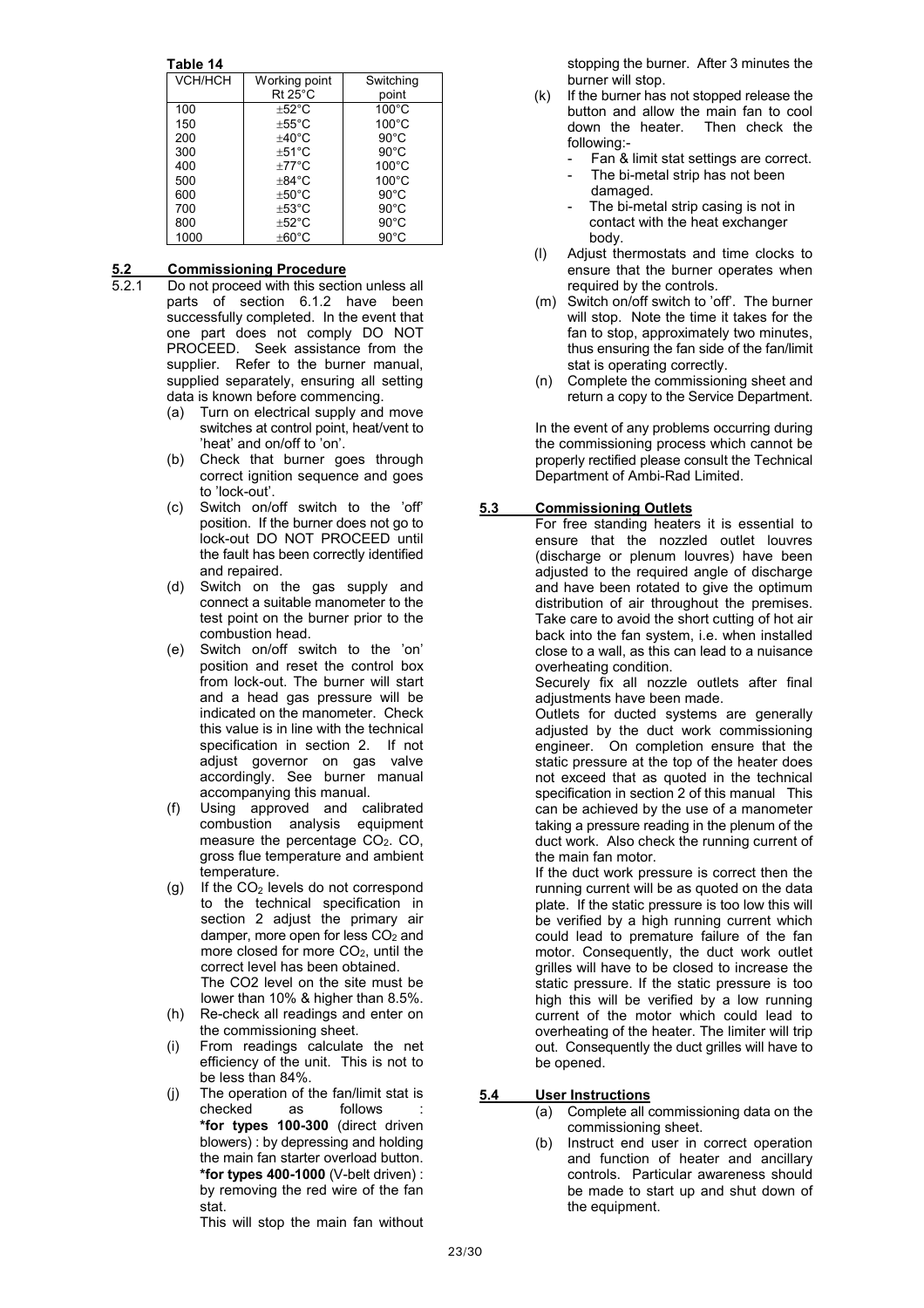**Table 14**

| VCH/HCH | Working point Rt 25°C | Switching point |
|---|---|---|
| 100 | ±52°C | 100°C |
| 150 | ±55°C | 100°C |
| 200 | ±40°C | 90°C |
| 300 | ±51°C | 90°C |
| 400 | ±77°C | 100°C |
| 500 | ±84°C | 100°C |
| 600 | ±50°C | 90°C |
| 700 | ±53°C | 90°C |
| 800 | ±52°C | 90°C |
| 1000 | ±60°C | 90°C |

## 5.2 Commissioning Procedure

5.2.1 Do not proceed with this section unless all parts of section 6.1.2 have been successfully completed. In the event that one part does not comply DO NOT PROCEED. Seek assistance from the supplier. Refer to the burner manual, supplied separately, ensuring all setting data is known before commencing.

(a) Turn on electrical supply and move switches at control point, heat/vent to 'heat' and on/off to 'on'.

(b) Check that burner goes through correct ignition sequence and goes to 'lock-out'.

(c) Switch on/off switch to the 'off' position. If the burner does not go to lock-out DO NOT PROCEED until the fault has been correctly identified and repaired.

(d) Switch on the gas supply and connect a suitable manometer to the test point on the burner prior to the combustion head.

(e) Switch on/off switch to the 'on' position and reset the control box from lock-out. The burner will start and a head gas pressure will be indicated on the manometer. Check this value is in line with the technical specification in section 2. If not adjust governor on gas valve accordingly. See burner manual accompanying this manual.

(f) Using approved and calibrated combustion analysis equipment measure the percentage $CO_2$. CO, gross flue temperature and ambient temperature.

(g) If the $CO_2$ levels do not correspond to the technical specification in section 2 adjust the primary air damper, more open for less $CO_2$ and more closed for more $CO_2$, until the correct level has been obtained. The CO2 level on the site must be lower than 10% & higher than 8.5%.

(h) Re-check all readings and enter on the commissioning sheet.

(i) From readings calculate the net efficiency of the unit. This is not to be less than 84%.

(j) The operation of the fan/limit stat is checked as follows : **\*for types 100-300** (direct driven blowers) : by depressing and holding the main fan starter overload button. **\*for types 400-1000** (V-belt driven) : by removing the red wire of the fan stat.
This will stop the main fan without stopping the burner. After 3 minutes the burner will stop.

(k) If the burner has not stopped release the button and allow the main fan to cool down the heater. Then check the following:-
- Fan & limit stat settings are correct.
- The bi-metal strip has not been damaged.
- The bi-metal strip casing is not in contact with the heat exchanger body.

(l) Adjust thermostats and time clocks to ensure that the burner operates when required by the controls.

(m) Switch on/off switch to 'off'. The burner will stop. Note the time it takes for the fan to stop, approximately two minutes, thus ensuring the fan side of the fan/limit stat is operating correctly.

(n) Complete the commissioning sheet and return a copy to the Service Department.

In the event of any problems occurring during the commissioning process which cannot be properly rectified please consult the Technical Department of Ambi-Rad Limited.

## 5.3 Commissioning Outlets

For free standing heaters it is essential to ensure that the nozzled outlet louvres (discharge or plenum louvres) have been adjusted to the required angle of discharge and have been rotated to give the optimum distribution of air throughout the premises. Take care to avoid the short cutting of hot air back into the fan system, i.e. when installed close to a wall, as this can lead to a nuisance overheating condition.

Securely fix all nozzle outlets after final adjustments have been made.

Outlets for ducted systems are generally adjusted by the duct work commissioning engineer. On completion ensure that the static pressure at the top of the heater does not exceed that as quoted in the technical specification in section 2 of this manual This can be achieved by the use of a manometer taking a pressure reading in the plenum of the duct work. Also check the running current of the main fan motor.

If the duct work pressure is correct then the running current will be as quoted on the data plate. If the static pressure is too low this will be verified by a high running current which could lead to premature failure of the fan motor. Consequently, the duct work outlet grilles will have to be closed to increase the static pressure. If the static pressure is too high this will be verified by a low running current of the motor which could lead to overheating of the heater. The limiter will trip out. Consequently the duct grilles will have to be opened.

## 5.4 User Instructions

(a) Complete all commissioning data on the commissioning sheet.

(b) Instruct end user in correct operation and function of heater and ancillary controls. Particular awareness should be made to start up and shut down of the equipment.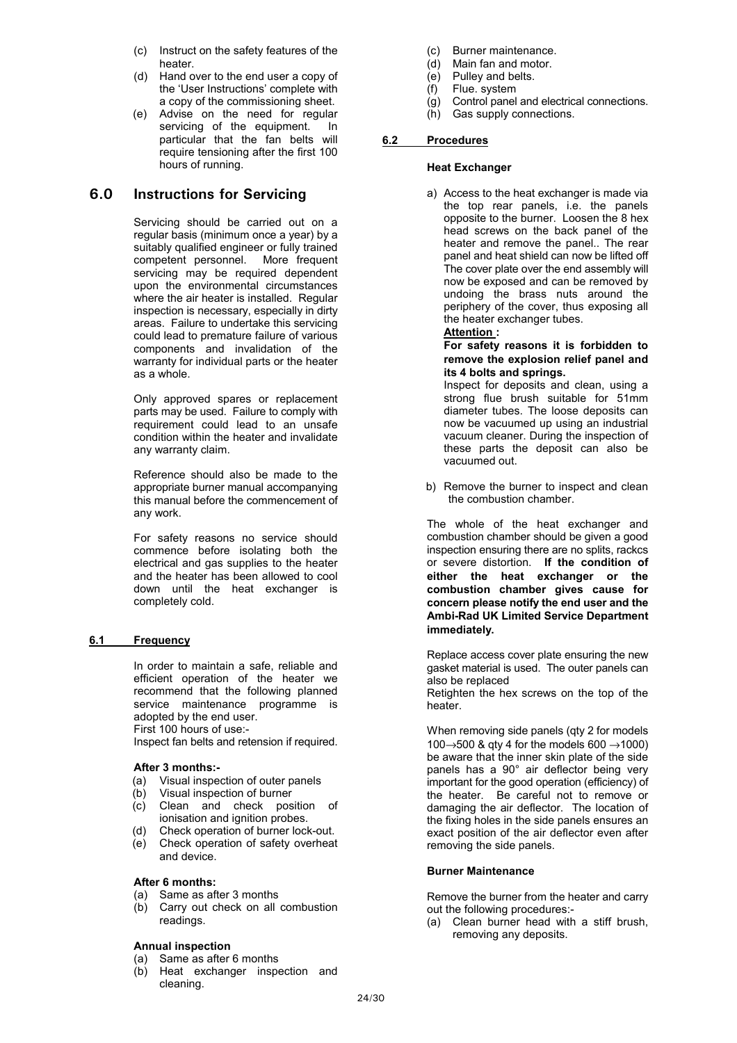(c) Instruct on the safety features of the heater.
(d) Hand over to the end user a copy of the 'User Instructions' complete with a copy of the commissioning sheet.
(e) Advise on the need for regular servicing of the equipment. In particular that the fan belts will require tensioning after the first 100 hours of running.

# 6.0 Instructions for Servicing

Servicing should be carried out on a regular basis (minimum once a year) by a suitably qualified engineer or fully trained competent personnel. More frequent servicing may be required dependent upon the environmental circumstances where the air heater is installed. Regular inspection is necessary, especially in dirty areas. Failure to undertake this servicing could lead to premature failure of various components and invalidation of the warranty for individual parts or the heater as a whole.

Only approved spares or replacement parts may be used. Failure to comply with requirement could lead to an unsafe condition within the heater and invalidate any warranty claim.

Reference should also be made to the appropriate burner manual accompanying this manual before the commencement of any work.

For safety reasons no service should commence before isolating both the electrical and gas supplies to the heater and the heater has been allowed to cool down until the heat exchanger is completely cold.

## 6.1 Frequency

In order to maintain a safe, reliable and efficient operation of the heater we recommend that the following planned service maintenance programme is adopted by the end user.
First 100 hours of use:-
Inspect fan belts and retension if required.

**After 3 months:-**

(a) Visual inspection of outer panels
(b) Visual inspection of burner
(c) Clean and check position of ionisation and ignition probes.
(d) Check operation of burner lock-out.
(e) Check operation of safety overheat and device.

**After 6 months:**

(a) Same as after 3 months
(b) Carry out check on all combustion readings.

**Annual inspection**

(a) Same as after 6 months
(b) Heat exchanger inspection and cleaning.
(c) Burner maintenance.
(d) Main fan and motor.
(e) Pulley and belts.
(f) Flue. system
(g) Control panel and electrical connections.
(h) Gas supply connections.

## 6.2 Procedures

**Heat Exchanger**

a) Access to the heat exchanger is made via the top rear panels, i.e. the panels opposite to the burner. Loosen the 8 hex head screws on the back panel of the heater and remove the panel.. The rear panel and heat shield can now be lifted off The cover plate over the end assembly will now be exposed and can be removed by undoing the brass nuts around the periphery of the cover, thus exposing all the heater exchanger tubes.

**Attention :**

**For safety reasons it is forbidden to remove the explosion relief panel and its 4 bolts and springs.**

Inspect for deposits and clean, using a strong flue brush suitable for 51mm diameter tubes. The loose deposits can now be vacuumed up using an industrial vacuum cleaner. During the inspection of these parts the deposit can also be vacuumed out.

b) Remove the burner to inspect and clean the combustion chamber.

The whole of the heat exchanger and combustion chamber should be given a good inspection ensuring there are no splits, rackcs or severe distortion. **If the condition of either the heat exchanger or the combustion chamber gives cause for concern please notify the end user and the Ambi-Rad UK Limited Service Department immediately.**

Replace access cover plate ensuring the new gasket material is used. The outer panels can also be replaced
Retighten the hex screws on the top of the heater.

When removing side panels (qty 2 for models 100→500 & qty 4 for the models 600 →1000) be aware that the inner skin plate of the side panels has a 90° air deflector being very important for the good operation (efficiency) of the heater. Be careful not to remove or damaging the air deflector. The location of the fixing holes in the side panels ensures an exact position of the air deflector even after removing the side panels.

**Burner Maintenance**

Remove the burner from the heater and carry out the following procedures:-

(a) Clean burner head with a stiff brush, removing any deposits.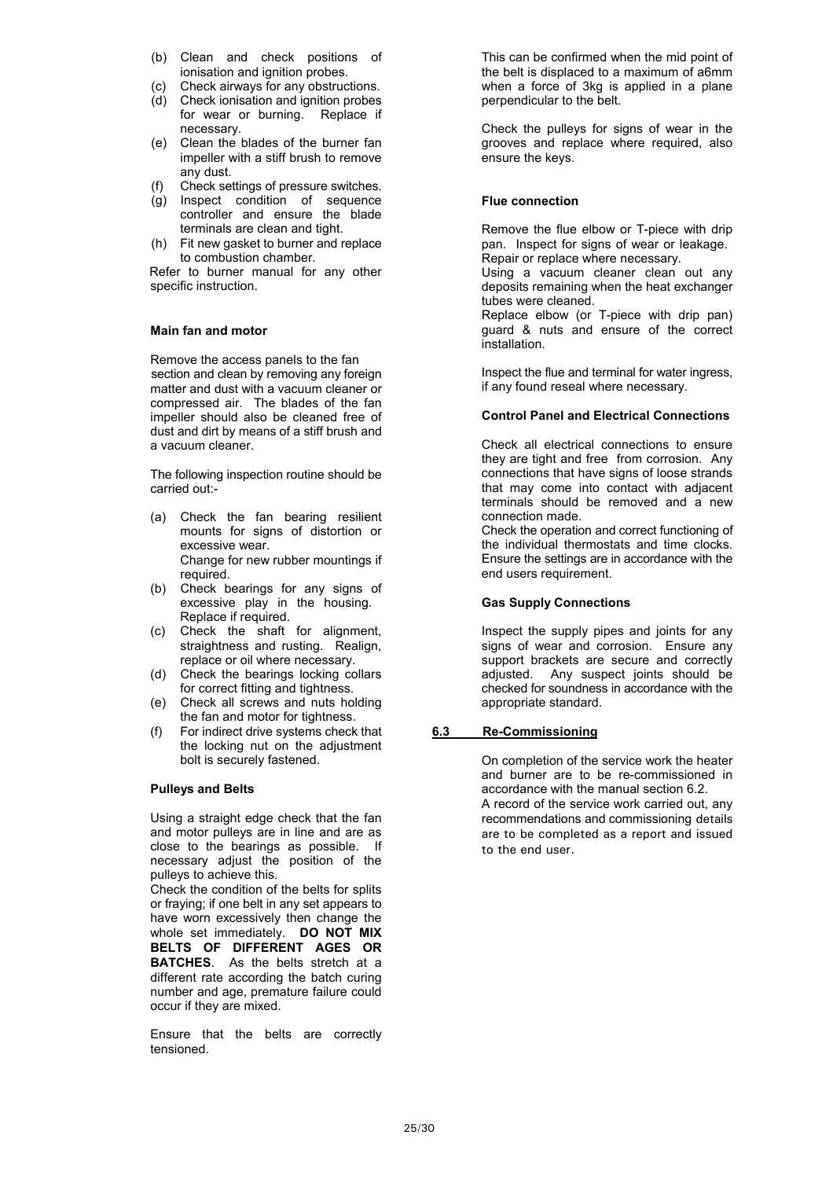(b) Clean and check positions of ionisation and ignition probes.
(c) Check airways for any obstructions.
(d) Check ionisation and ignition probes for wear or burning. Replace if necessary.
(e) Clean the blades of the burner fan impeller with a stiff brush to remove any dust.
(f) Check settings of pressure switches.
(g) Inspect condition of sequence controller and ensure the blade terminals are clean and tight.
(h) Fit new gasket to burner and replace to combustion chamber.

Refer to burner manual for any other specific instruction.

**Main fan and motor**

Remove the access panels to the fan section and clean by removing any foreign matter and dust with a vacuum cleaner or compressed air. The blades of the fan impeller should also be cleaned free of dust and dirt by means of a stiff brush and a vacuum cleaner.

The following inspection routine should be carried out:-

(a) Check the fan bearing resilient mounts for signs of distortion or excessive wear.
Change for new rubber mountings if required.
(b) Check bearings for any signs of excessive play in the housing. Replace if required.
(c) Check the shaft for alignment, straightness and rusting. Realign, replace or oil where necessary.
(d) Check the bearings locking collars for correct fitting and tightness.
(e) Check all screws and nuts holding the fan and motor for tightness.
(f) For indirect drive systems check that the locking nut on the adjustment bolt is securely fastened.

**Pulleys and Belts**

Using a straight edge check that the fan and motor pulleys are in line and are as close to the bearings as possible. If necessary adjust the position of the pulleys to achieve this.
Check the condition of the belts for splits or fraying; if one belt in any set appears to have worn excessively then change the whole set immediately. **DO NOT MIX BELTS OF DIFFERENT AGES OR BATCHES**. As the belts stretch at a different rate according the batch curing number and age, premature failure could occur if they are mixed.

Ensure that the belts are correctly tensioned.

This can be confirmed when the mid point of the belt is displaced to a maximum of a6mm when a force of 3kg is applied in a plane perpendicular to the belt.

Check the pulleys for signs of wear in the grooves and replace where required, also ensure the keys.

**Flue connection**

Remove the flue elbow or T-piece with drip pan. Inspect for signs of wear or leakage. Repair or replace where necessary.
Using a vacuum cleaner clean out any deposits remaining when the heat exchanger tubes were cleaned.
Replace elbow (or T-piece with drip pan) guard & nuts and ensure of the correct installation.

Inspect the flue and terminal for water ingress, if any found reseal where necessary.

**Control Panel and Electrical Connections**

Check all electrical connections to ensure they are tight and free from corrosion. Any connections that have signs of loose strands that may come into contact with adjacent terminals should be removed and a new connection made.
Check the operation and correct functioning of the individual thermostats and time clocks. Ensure the settings are in accordance with the end users requirement.

**Gas Supply Connections**

Inspect the supply pipes and joints for any signs of wear and corrosion. Ensure any support brackets are secure and correctly adjusted. Any suspect joints should be checked for soundness in accordance with the appropriate standard.

## 6.3 Re-Commissioning

On completion of the service work the heater and burner are to be re-commissioned in accordance with the manual section 6.2.
A record of the service work carried out, any recommendations and commissioning details are to be completed as a report and issued to the end user.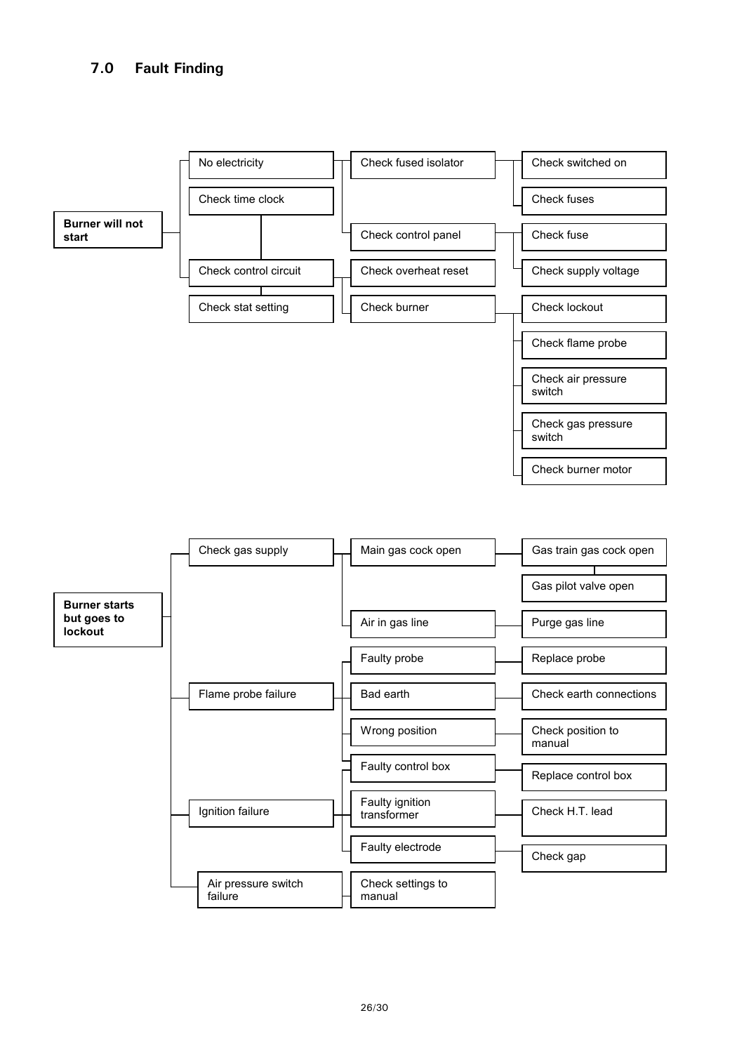## 7.0 Fault Finding

**Burner will not start**

- No electricity
  - Check fused isolator
    - Check switched on
    - Check fuses
  - Check control panel
    - Check fuse
    - Check supply voltage
- Check time clock
- Check control circuit
  - Check overheat reset
  - Check burner
    - Check lockout
    - Check flame probe
    - Check air pressure switch
    - Check gas pressure switch
    - Check burner motor
- Check stat setting

**Burner starts but goes to lockout**

- Check gas supply
  - Main gas cock open
    - Gas train gas cock open
    - Gas pilot valve open
  - Air in gas line
    - Purge gas line
- Flame probe failure
  - Faulty probe
    - Replace probe
  - Bad earth
    - Check earth connections
  - Wrong position
    - Check position to manual
  - Faulty control box
    - Replace control box
- Ignition failure
  - Faulty control box
    - Replace control box
  - Faulty ignition transformer
    - Check H.T. lead
  - Faulty electrode
    - Check gap
- Air pressure switch failure
  - Check settings to manual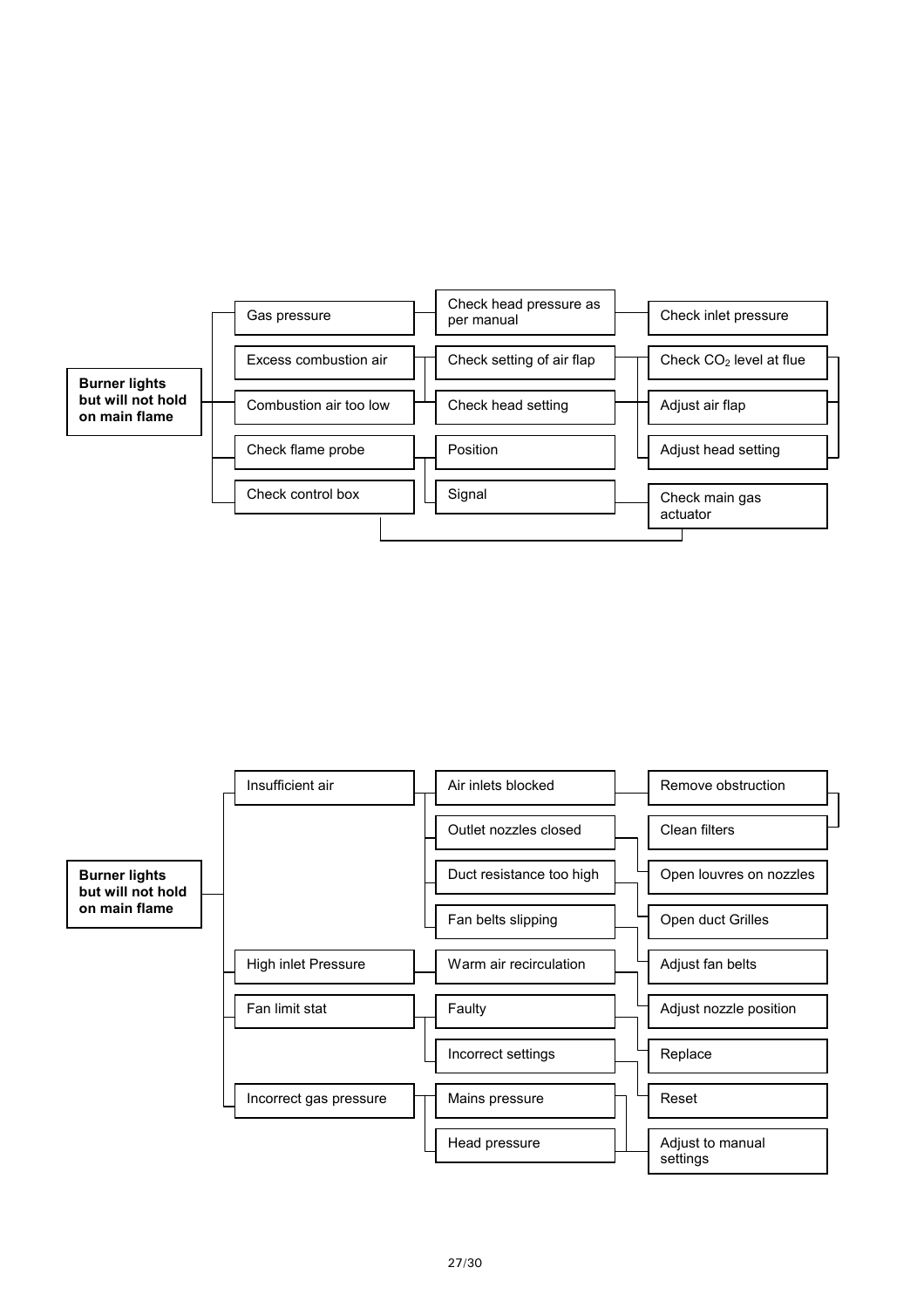**Burner lights but will not hold on main flame**

- Gas pressure
  - Check head pressure as per manual
    - Check inlet pressure
- Excess combustion air
  - Check setting of air flap
    - Check $CO_2$ level at flue
    - Adjust air flap
    - Adjust head setting
- Combustion air too low
  - Check head setting
    - Check $CO_2$ level at flue
    - Adjust air flap
    - Adjust head setting
- Check flame probe
  - Position
  - Signal
    - Check main gas actuator
- Check control box
  - Check main gas actuator

**Burner lights but will not hold on main flame**

- Insufficient air
  - Air inlets blocked
    - Remove obstruction
    - Clean filters
  - Outlet nozzles closed
    - Open louvres on nozzles
  - Duct resistance too high
    - Open duct Grilles
  - Fan belts slipping
    - Adjust fan belts
- High inlet Pressure
  - Warm air recirculation
    - Adjust nozzle position
- Fan limit stat
  - Faulty
    - Replace
  - Incorrect settings
    - Reset
- Incorrect gas pressure
  - Mains pressure
    - Adjust to manual settings
  - Head pressure
    - Adjust to manual settings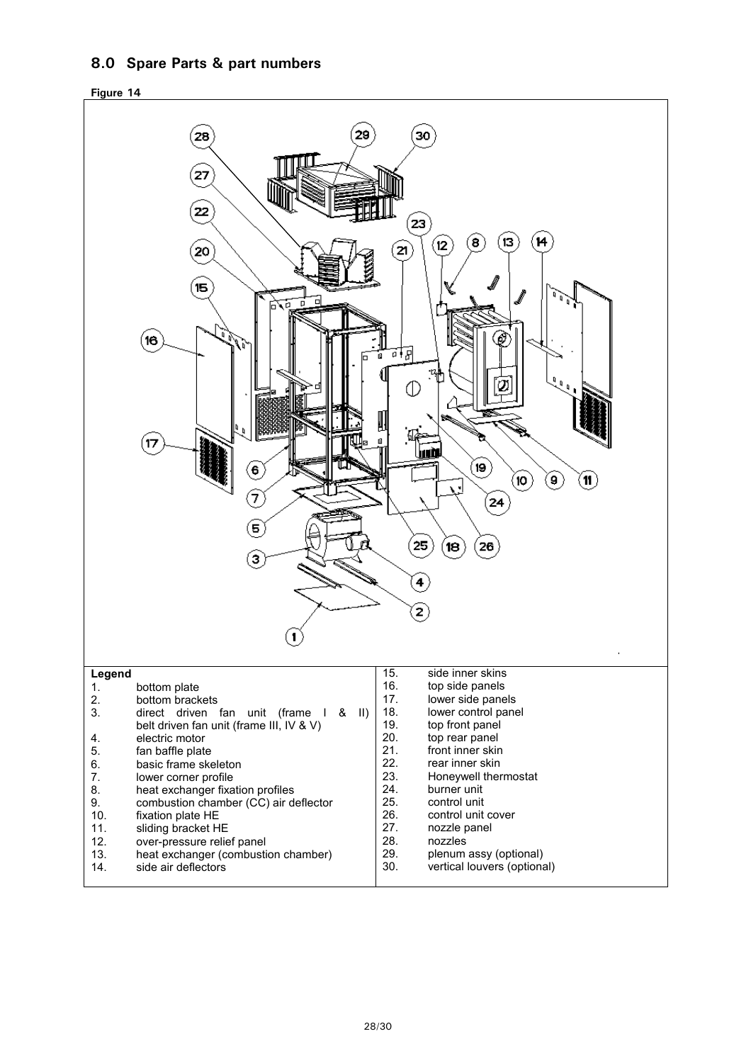## 8.0 Spare Parts & part numbers

**Figure 14**

**Legend**

1. bottom plate
2. bottom brackets
3. direct driven fan unit (frame I & II)
   belt driven fan unit (frame III, IV & V)
4. electric motor
5. fan baffle plate
6. basic frame skeleton
7. lower corner profile
8. heat exchanger fixation profiles
9. combustion chamber (CC) air deflector
10. fixation plate HE
11. sliding bracket HE
12. over-pressure relief panel
13. heat exchanger (combustion chamber)
14. side air deflectors
15. side inner skins
16. top side panels
17. lower side panels
18. lower control panel
19. top front panel
20. top rear panel
21. front inner skin
22. rear inner skin
23. Honeywell thermostat
24. burner unit
25. control unit
26. control unit cover
27. nozzle panel
28. nozzles
29. plenum assy (optional)
30. vertical louvers (optional)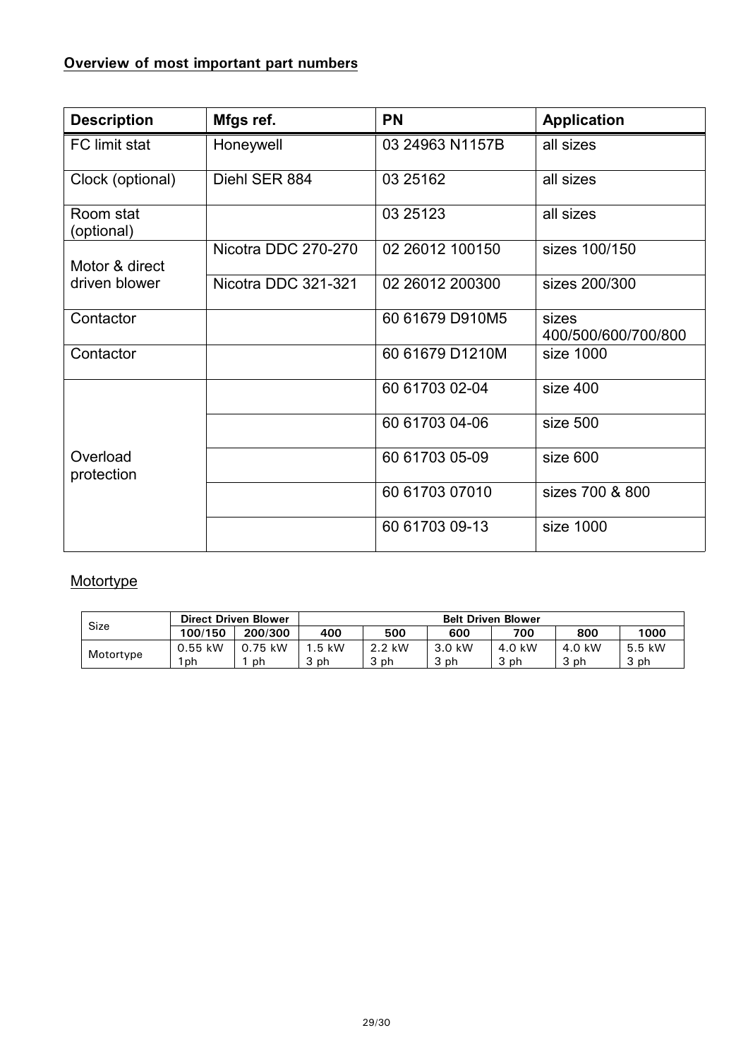**Overview of most important part numbers**

| Description | Mfgs ref. | PN | Application |
|---|---|---|---|
| FC limit stat | Honeywell | 03 24963 N1157B | all sizes |
| Clock (optional) | Diehl SER 884 | 03 25162 | all sizes |
| Room stat (optional) | | 03 25123 | all sizes |
| Motor & direct driven blower | Nicotra DDC 270-270 | 02 26012 100150 | sizes 100/150 |
| | Nicotra DDC 321-321 | 02 26012 200300 | sizes 200/300 |
| Contactor | | 60 61679 D910M5 | sizes 400/500/600/700/800 |
| Contactor | | 60 61679 D1210M | size 1000 |
| Overload protection | | 60 61703 02-04 | size 400 |
| | | 60 61703 04-06 | size 500 |
| | | 60 61703 05-09 | size 600 |
| | | 60 61703 07010 | sizes 700 & 800 |
| | | 60 61703 09-13 | size 1000 |

Motortype

| Size | Direct Driven Blower | | Belt Driven Blower | | | | | |
|---|---|---|---|---|---|---|---|---|
| | 100/150 | 200/300 | 400 | 500 | 600 | 700 | 800 | 1000 |
| Motortype | 0.55 kW 1ph | 0.75 kW 1 ph | 1.5 kW 3 ph | 2.2 kW 3 ph | 3.0 kW 3 ph | 4.0 kW 3 ph | 4.0 kW 3 ph | 5.5 kW 3 ph |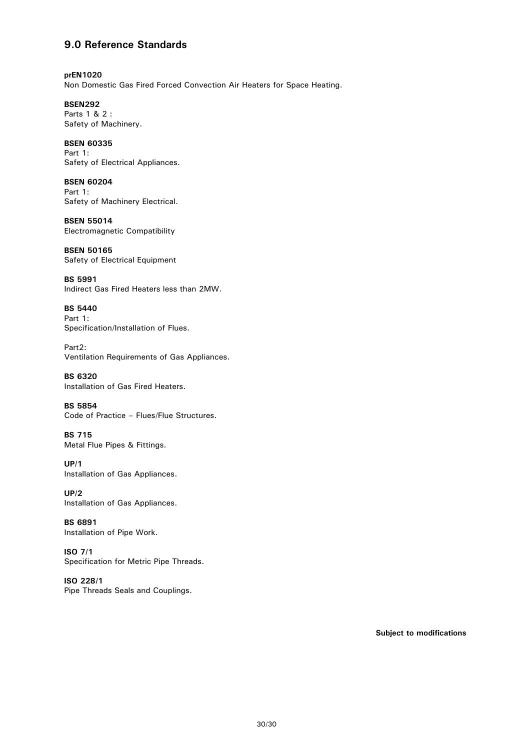## 9.0 Reference Standards

**prEN1020**
Non Domestic Gas Fired Forced Convection Air Heaters for Space Heating.

**BSEN292**
Parts 1 & 2 :
Safety of Machinery.

**BSEN 60335**
Part 1:
Safety of Electrical Appliances.

**BSEN 60204**
Part 1:
Safety of Machinery Electrical.

**BSEN 55014**
Electromagnetic Compatibility

**BSEN 50165**
Safety of Electrical Equipment

**BS 5991**
Indirect Gas Fired Heaters less than 2MW.

**BS 5440**
Part 1:
Specification/Installation of Flues.

Part2:
Ventilation Requirements of Gas Appliances.

**BS 6320**
Installation of Gas Fired Heaters.

**BS 5854**
Code of Practice – Flues/Flue Structures.

**BS 715**
Metal Flue Pipes & Fittings.

**UP/1**
Installation of Gas Appliances.

**UP/2**
Installation of Gas Appliances.

**BS 6891**
Installation of Pipe Work.

**ISO 7/1**
Specification for Metric Pipe Threads.

**ISO 228/1**
Pipe Threads Seals and Couplings.

**Subject to modifications**